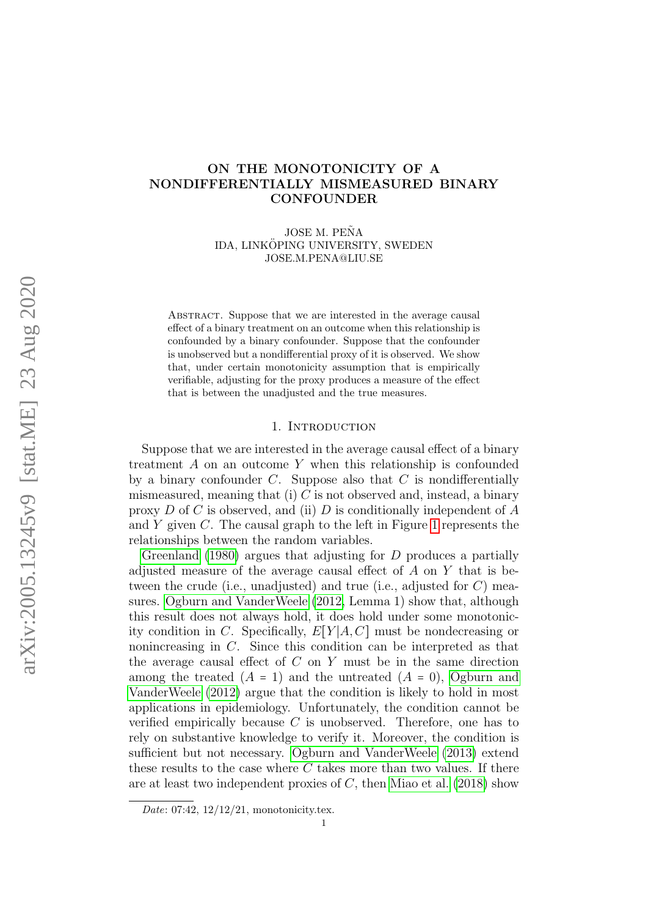# ON THE MONOTONICITY OF A NONDIFFERENTIALLY MISMEASURED BINARY CONFOUNDER

JOSE M. PEÑA
IDA, LINKÖPING UNIVERSITY, SWEDEN
JOSE.M.PENA@LIU.SE

Abstract. Suppose that we are interested in the average causal effect of a binary treatment on an outcome when this relationship is confounded by a binary confounder. Suppose that the confounder is unobserved but a nondifferential proxy of it is observed. We show that, under certain monotonicity assumption that is empirically verifiable, adjusting for the proxy produces a measure of the effect that is between the unadjusted and the true measures.

## 1. Introduction

Suppose that we are interested in the average causal effect of a binary treatment $A$ on an outcome $Y$ when this relationship is confounded by a binary confounder $C$. Suppose also that $C$ is nondifferentially mismeasured, meaning that (i) $C$ is not observed and, instead, a binary proxy $D$ of $C$ is observed, and (ii) $D$ is conditionally independent of $A$ and $Y$ given $C$. The causal graph to the left in Figure 1 represents the relationships between the random variables.

Greenland (1980) argues that adjusting for $D$ produces a partially adjusted measure of the average causal effect of $A$ on $Y$ that is between the crude (i.e., unadjusted) and true (i.e., adjusted for $C$) measures. Ogburn and VanderWeele (2012, Lemma 1) show that, although this result does not always hold, it does hold under some monotonicity condition in $C$. Specifically, $E[Y|A,C]$ must be nondecreasing or nonincreasing in $C$. Since this condition can be interpreted as that the average causal effect of $C$ on $Y$ must be in the same direction among the treated ($A = 1$) and the untreated ($A = 0$), Ogburn and VanderWeele (2012) argue that the condition is likely to hold in most applications in epidemiology. Unfortunately, the condition cannot be verified empirically because $C$ is unobserved. Therefore, one has to rely on substantive knowledge to verify it. Moreover, the condition is sufficient but not necessary. Ogburn and VanderWeele (2013) extend these results to the case where $C$ takes more than two values. If there are at least two independent proxies of $C$, then Miao et al. (2018) show

*Date*: 07:42, 12/12/21, monotonicity.tex.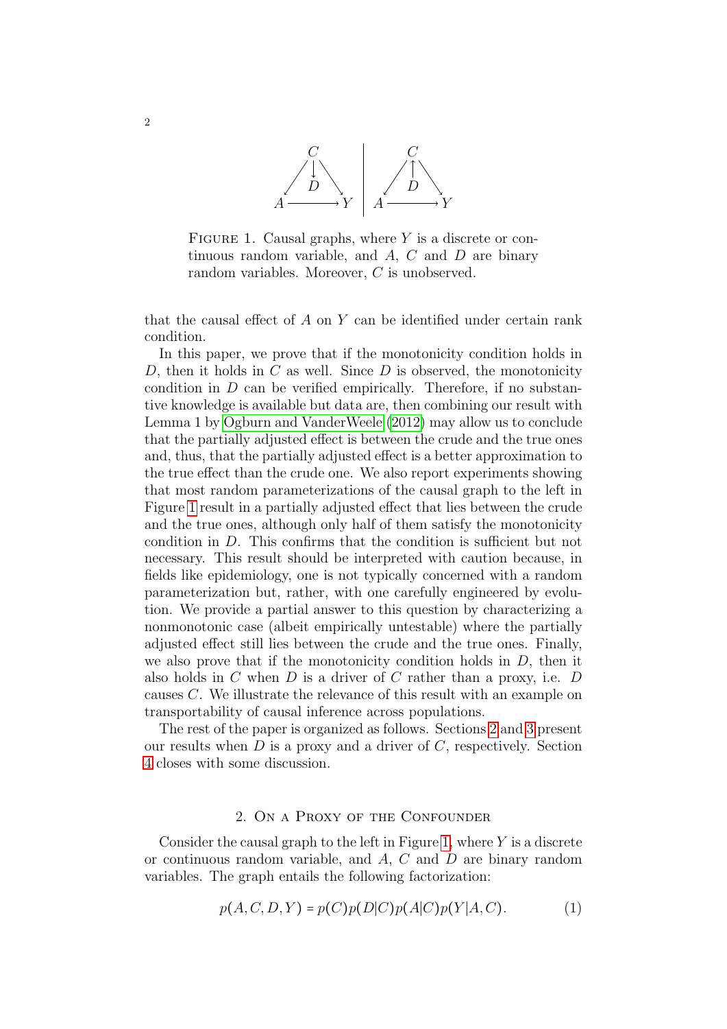FIGURE 1. Causal graphs, where $Y$ is a discrete or continuous random variable, and $A$, $C$ and $D$ are binary random variables. Moreover, $C$ is unobserved.

that the causal effect of $A$ on $Y$ can be identified under certain rank condition.

In this paper, we prove that if the monotonicity condition holds in $D$, then it holds in $C$ as well. Since $D$ is observed, the monotonicity condition in $D$ can be verified empirically. Therefore, if no substantive knowledge is available but data are, then combining our result with Lemma 1 by Ogburn and VanderWeele (2012) may allow us to conclude that the partially adjusted effect is between the crude and the true ones and, thus, that the partially adjusted effect is a better approximation to the true effect than the crude one. We also report experiments showing that most random parameterizations of the causal graph to the left in Figure 1 result in a partially adjusted effect that lies between the crude and the true ones, although only half of them satisfy the monotonicity condition in $D$. This confirms that the condition is sufficient but not necessary. This result should be interpreted with caution because, in fields like epidemiology, one is not typically concerned with a random parameterization but, rather, with one carefully engineered by evolution. We provide a partial answer to this question by characterizing a nonmonotonic case (albeit empirically untestable) where the partially adjusted effect still lies between the crude and the true ones. Finally, we also prove that if the monotonicity condition holds in $D$, then it also holds in $C$ when $D$ is a driver of $C$ rather than a proxy, i.e. $D$ causes $C$. We illustrate the relevance of this result with an example on transportability of causal inference across populations.

The rest of the paper is organized as follows. Sections 2 and 3 present our results when $D$ is a proxy and a driver of $C$, respectively. Section 4 closes with some discussion.

## 2. On a Proxy of the Confounder

Consider the causal graph to the left in Figure 1, where $Y$ is a discrete or continuous random variable, and $A$, $C$ and $D$ are binary random variables. The graph entails the following factorization:

$$p(A, C, D, Y) = p(C)p(D|C)p(A|C)p(Y|A, C). \tag{1}$$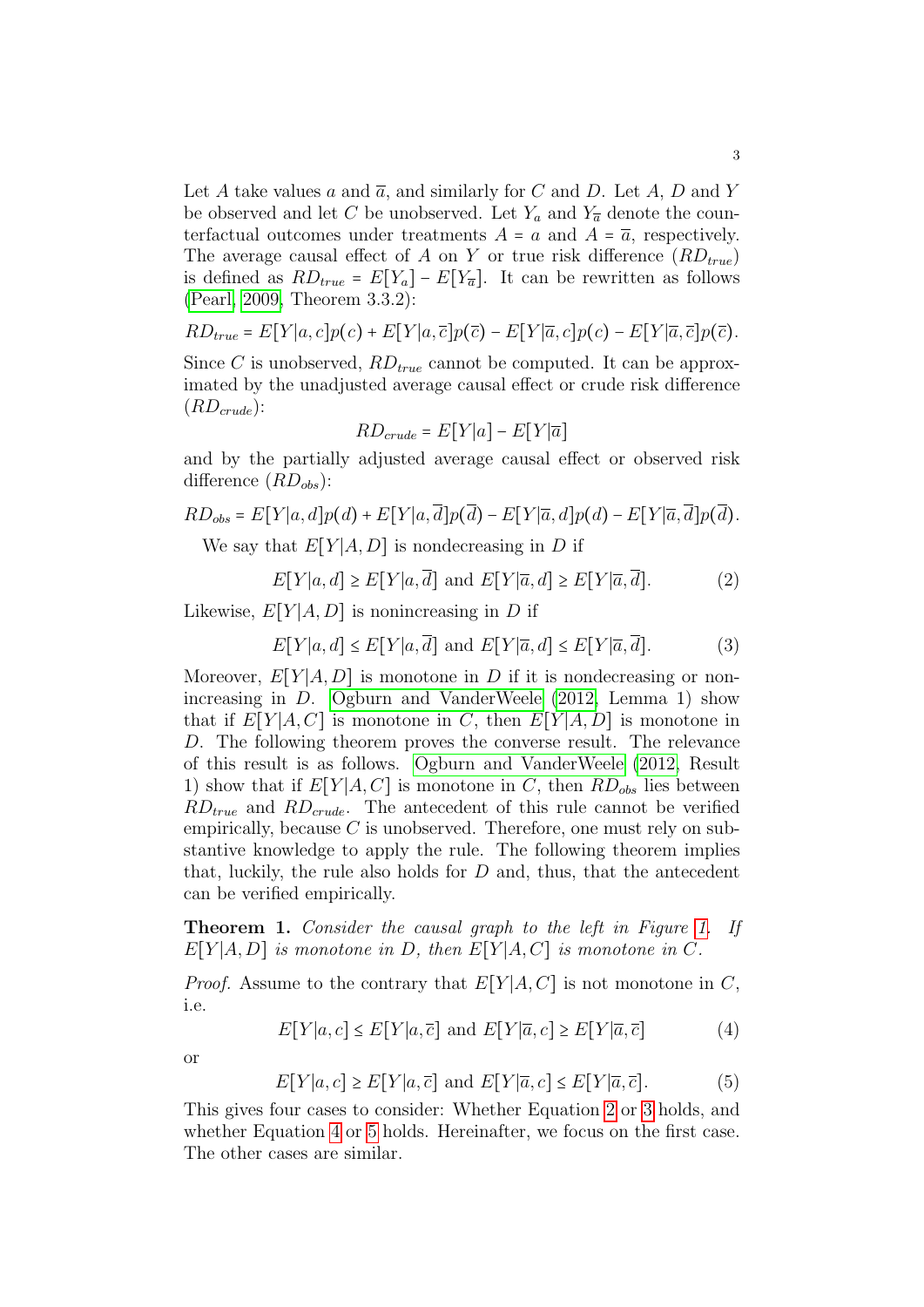Let $A$ take values $a$ and $\overline{a}$, and similarly for $C$ and $D$. Let $A$, $D$ and $Y$ be observed and let $C$ be unobserved. Let $Y_a$ and $Y_{\overline{a}}$ denote the counterfactual outcomes under treatments $A = a$ and $A = \overline{a}$, respectively. The average causal effect of $A$ on $Y$ or true risk difference ($RD_{true}$) is defined as $RD_{true} = E[Y_a] - E[Y_{\overline{a}}]$. It can be rewritten as follows (Pearl, 2009, Theorem 3.3.2):

$$RD_{true} = E[Y|a,c]p(c) + E[Y|a,\overline{c}]p(\overline{c}) - E[Y|\overline{a},c]p(c) - E[Y|\overline{a},\overline{c}]p(\overline{c}).$$

Since $C$ is unobserved, $RD_{true}$ cannot be computed. It can be approximated by the unadjusted average causal effect or crude risk difference ($RD_{crude}$):

$$RD_{crude} = E[Y|a] - E[Y|\overline{a}]$$

and by the partially adjusted average causal effect or observed risk difference ($RD_{obs}$):

$$RD_{obs} = E[Y|a,d]p(d) + E[Y|a,\overline{d}]p(\overline{d}) - E[Y|\overline{a},d]p(d) - E[Y|\overline{a},\overline{d}]p(\overline{d}).$$

We say that $E[Y|A,D]$ is nondecreasing in $D$ if

$$E[Y|a,d] \geq E[Y|a,\overline{d}] \text{ and } E[Y|\overline{a},d] \geq E[Y|\overline{a},\overline{d}]. \tag{2}$$

Likewise, $E[Y|A,D]$ is nonincreasing in $D$ if

$$E[Y|a,d] \leq E[Y|a,\overline{d}] \text{ and } E[Y|\overline{a},d] \leq E[Y|\overline{a},\overline{d}]. \tag{3}$$

Moreover, $E[Y|A,D]$ is monotone in $D$ if it is nondecreasing or nonincreasing in $D$. Ogburn and VanderWeele (2012, Lemma 1) show that if $E[Y|A,C]$ is monotone in $C$, then $E[Y|A,D]$ is monotone in $D$. The following theorem proves the converse result. The relevance of this result is as follows. Ogburn and VanderWeele (2012, Result 1) show that if $E[Y|A,C]$ is monotone in $C$, then $RD_{obs}$ lies between $RD_{true}$ and $RD_{crude}$. The antecedent of this rule cannot be verified empirically, because $C$ is unobserved. Therefore, one must rely on substantive knowledge to apply the rule. The following theorem implies that, luckily, the rule also holds for $D$ and, thus, that the antecedent can be verified empirically.

**Theorem 1.** *Consider the causal graph to the left in Figure 1. If $E[Y|A,D]$ is monotone in $D$, then $E[Y|A,C]$ is monotone in $C$.*

*Proof.* Assume to the contrary that $E[Y|A,C]$ is not monotone in $C$, i.e.

$$E[Y|a,c] \leq E[Y|a,\overline{c}] \text{ and } E[Y|\overline{a},c] \geq E[Y|\overline{a},\overline{c}] \tag{4}$$

or

$$E[Y|a,c] \geq E[Y|a,\overline{c}] \text{ and } E[Y|\overline{a},c] \leq E[Y|\overline{a},\overline{c}]. \tag{5}$$

This gives four cases to consider: Whether Equation 2 or 3 holds, and whether Equation 4 or 5 holds. Hereinafter, we focus on the first case. The other cases are similar.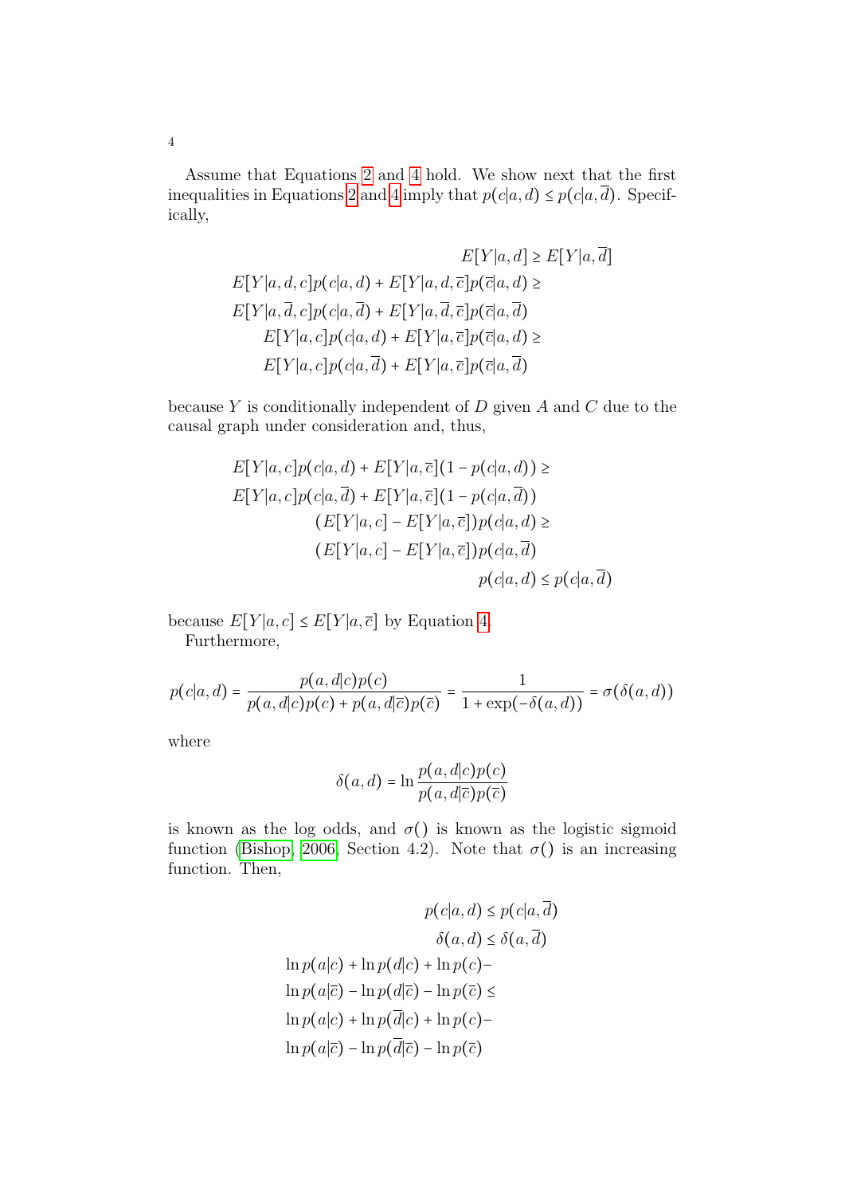Assume that Equations 2 and 4 hold. We show next that the first inequalities in Equations 2 and 4 imply that $p(c|a,d) \leq p(c|a,\overline{d})$. Specifically,

$$
\begin{aligned}
E[Y|a,d] &\geq E[Y|a,\overline{d}] \\
E[Y|a,d,c]p(c|a,d) + E[Y|a,d,\overline{c}]p(\overline{c}|a,d) &\geq \\
E[Y|a,\overline{d},c]p(c|a,\overline{d}) + E[Y|a,\overline{d},\overline{c}]p(\overline{c}|a,\overline{d}) & \\
E[Y|a,c]p(c|a,d) + E[Y|a,\overline{c}]p(\overline{c}|a,d) &\geq \\
E[Y|a,c]p(c|a,\overline{d}) + E[Y|a,\overline{c}]p(\overline{c}|a,\overline{d}) &
\end{aligned}
$$

because $Y$ is conditionally independent of $D$ given $A$ and $C$ due to the causal graph under consideration and, thus,

$$
\begin{aligned}
E[Y|a,c]p(c|a,d) + E[Y|a,\overline{c}](1 - p(c|a,d)) &\geq \\
E[Y|a,c]p(c|a,\overline{d}) + E[Y|a,\overline{c}](1 - p(c|a,\overline{d})) & \\
(E[Y|a,c] - E[Y|a,\overline{c}])p(c|a,d) &\geq \\
(E[Y|a,c] - E[Y|a,\overline{c}])p(c|a,\overline{d}) & \\
p(c|a,d) &\leq p(c|a,\overline{d})
\end{aligned}
$$

because $E[Y|a,c] \leq E[Y|a,\overline{c}]$ by Equation 4.

Furthermore,

$$
p(c|a,d) = \frac{p(a,d|c)p(c)}{p(a,d|c)p(c) + p(a,d|\overline{c})p(\overline{c})} = \frac{1}{1 + \exp(-\delta(a,d))} = \sigma(\delta(a,d))
$$

where

$$
\delta(a,d) = \ln \frac{p(a,d|c)p(c)}{p(a,d|\overline{c})p(\overline{c})}
$$

is known as the log odds, and $\sigma()$ is known as the logistic sigmoid function (Bishop, 2006, Section 4.2). Note that $\sigma()$ is an increasing function. Then,

$$
\begin{aligned}
p(c|a,d) &\leq p(c|a,\overline{d}) \\
\delta(a,d) &\leq \delta(a,\overline{d}) \\
\ln p(a|c) + \ln p(d|c) + \ln p(c) - & \\
\ln p(a|\overline{c}) - \ln p(d|\overline{c}) - \ln p(\overline{c}) &\leq \\
\ln p(a|c) + \ln p(\overline{d}|c) + \ln p(c) - & \\
\ln p(a|\overline{c}) - \ln p(\overline{d}|\overline{c}) - \ln p(\overline{c}) &
\end{aligned}
$$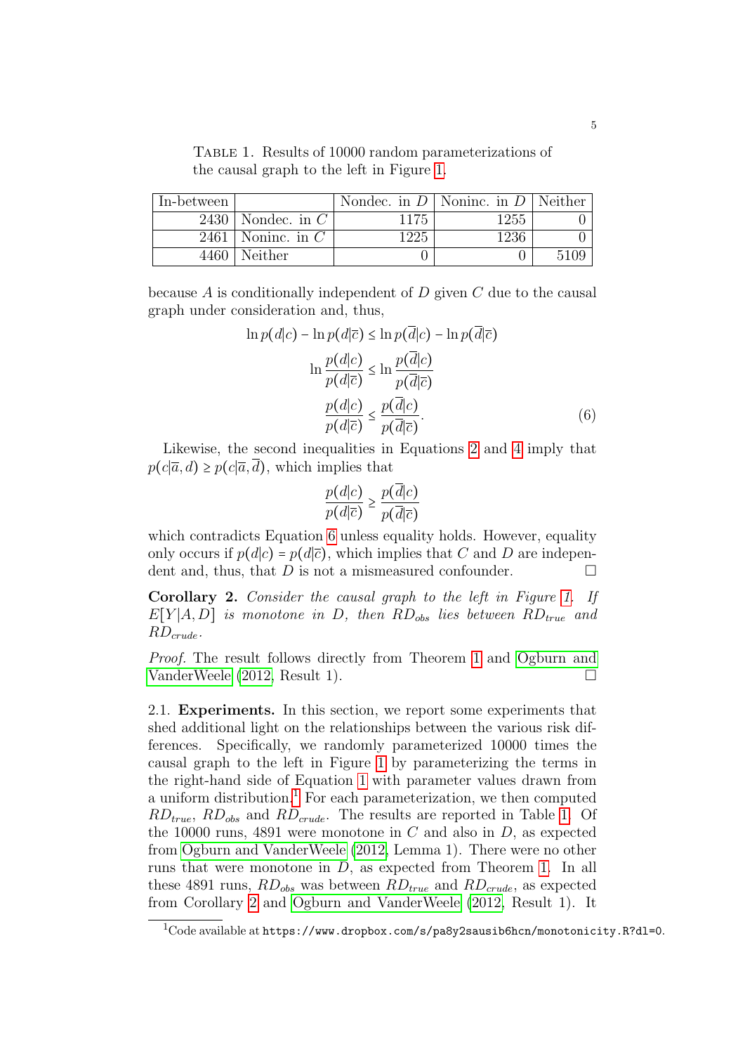Table 1. Results of 10000 random parameterizations of the causal graph to the left in Figure 1.

| In-between | | Nondec. in $D$ | Noninc. in $D$ | Neither |
|---|---|---|---|---|
| 2430 | Nondec. in $C$ | 1175 | 1255 | 0 |
| 2461 | Noninc. in $C$ | 1225 | 1236 | 0 |
| 4460 | Neither | 0 | 0 | 5109 |

because $A$ is conditionally independent of $D$ given $C$ due to the causal graph under consideration and, thus,

$$
\begin{aligned}
\ln p(d|c) - \ln p(d|\overline{c}) &\leq \ln p(\overline{d}|c) - \ln p(\overline{d}|\overline{c}) \\
\ln \frac{p(d|c)}{p(d|\overline{c})} &\leq \ln \frac{p(\overline{d}|c)}{p(\overline{d}|\overline{c})} \\
\frac{p(d|c)}{p(d|\overline{c})} &\leq \frac{p(\overline{d}|c)}{p(\overline{d}|\overline{c})}. \qquad (6)
\end{aligned}
$$

Likewise, the second inequalities in Equations 2 and 4 imply that $p(c|\overline{a}, d) \geq p(c|\overline{a}, \overline{d})$, which implies that

$$
\frac{p(d|c)}{p(d|\overline{c})} \geq \frac{p(\overline{d}|c)}{p(\overline{d}|\overline{c})}
$$

which contradicts Equation 6 unless equality holds. However, equality only occurs if $p(d|c) = p(d|\overline{c})$, which implies that $C$ and $D$ are independent and, thus, that $D$ is not a mismeasured confounder. □

**Corollary 2.** *Consider the causal graph to the left in Figure 1. If $E[Y|A, D]$ is monotone in $D$, then $RD_{obs}$ lies between $RD_{true}$ and $RD_{crude}$.*

*Proof.* The result follows directly from Theorem 1 and Ogburn and VanderWeele (2012, Result 1). □

2.1. **Experiments.** In this section, we report some experiments that shed additional light on the relationships between the various risk differences. Specifically, we randomly parameterized 10000 times the causal graph to the left in Figure 1 by parameterizing the terms in the right-hand side of Equation 1 with parameter values drawn from a uniform distribution.[1] For each parameterization, we then computed $RD_{true}$, $RD_{obs}$ and $RD_{crude}$. The results are reported in Table 1. Of the 10000 runs, 4891 were monotone in $C$ and also in $D$, as expected from Ogburn and VanderWeele (2012, Lemma 1). There were no other runs that were monotone in $D$, as expected from Theorem 1. In all these 4891 runs, $RD_{obs}$ was between $RD_{true}$ and $RD_{crude}$, as expected from Corollary 2 and Ogburn and VanderWeele (2012, Result 1). It

[1] Code available at `https://www.dropbox.com/s/pa8y2sausib6hcn/monotonicity.R?dl=0`.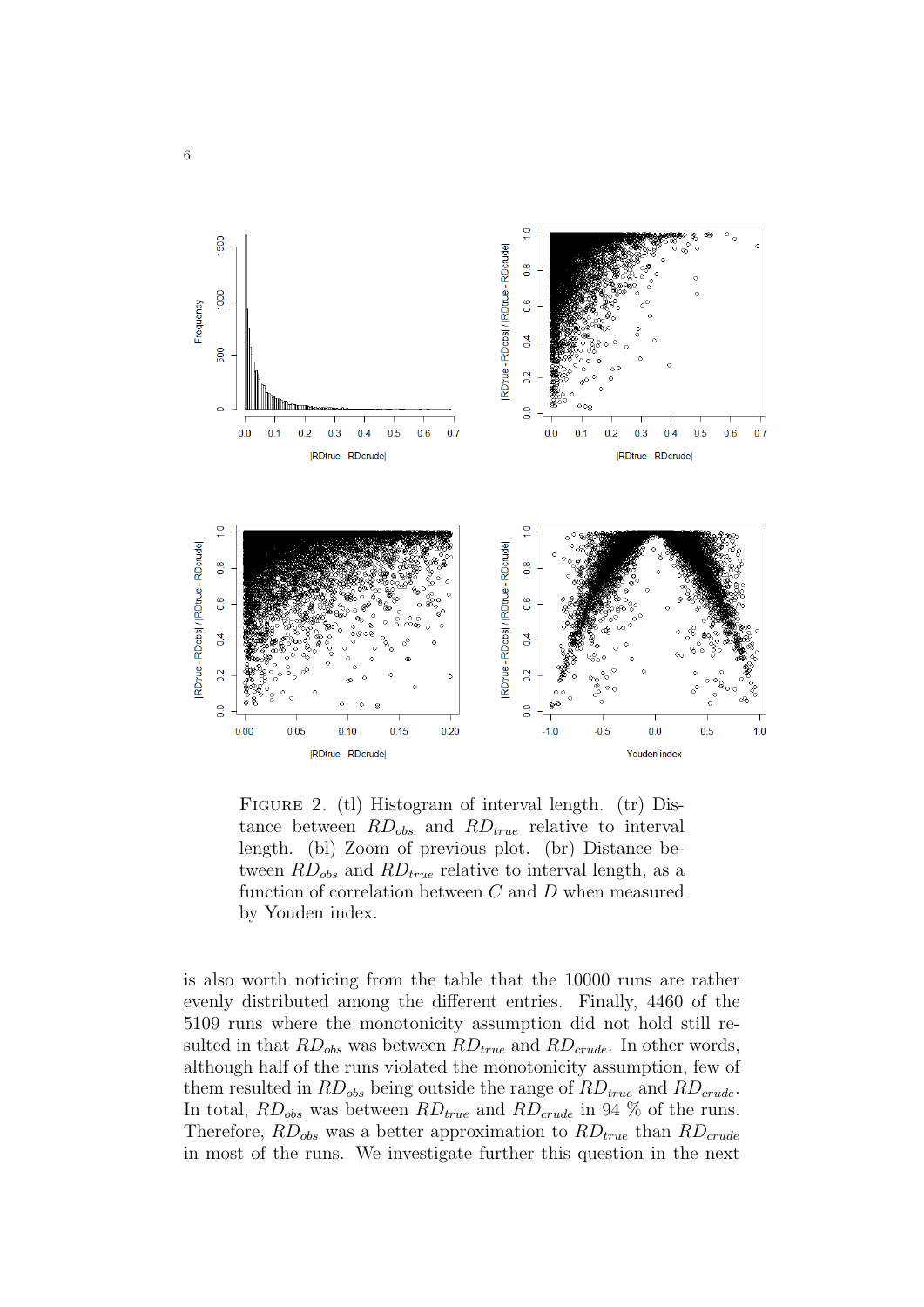Figure 2. (tl) Histogram of interval length. (tr) Distance between $RD_{obs}$ and $RD_{true}$ relative to interval length. (bl) Zoom of previous plot. (br) Distance between $RD_{obs}$ and $RD_{true}$ relative to interval length, as a function of correlation between $C$ and $D$ when measured by Youden index.

is also worth noticing from the table that the 10000 runs are rather evenly distributed among the different entries. Finally, 4460 of the 5109 runs where the monotonicity assumption did not hold still resulted in that $RD_{obs}$ was between $RD_{true}$ and $RD_{crude}$. In other words, although half of the runs violated the monotonicity assumption, few of them resulted in $RD_{obs}$ being outside the range of $RD_{true}$ and $RD_{crude}$. In total, $RD_{obs}$ was between $RD_{true}$ and $RD_{crude}$ in 94 % of the runs. Therefore, $RD_{obs}$ was a better approximation to $RD_{true}$ than $RD_{crude}$ in most of the runs. We investigate further this question in the next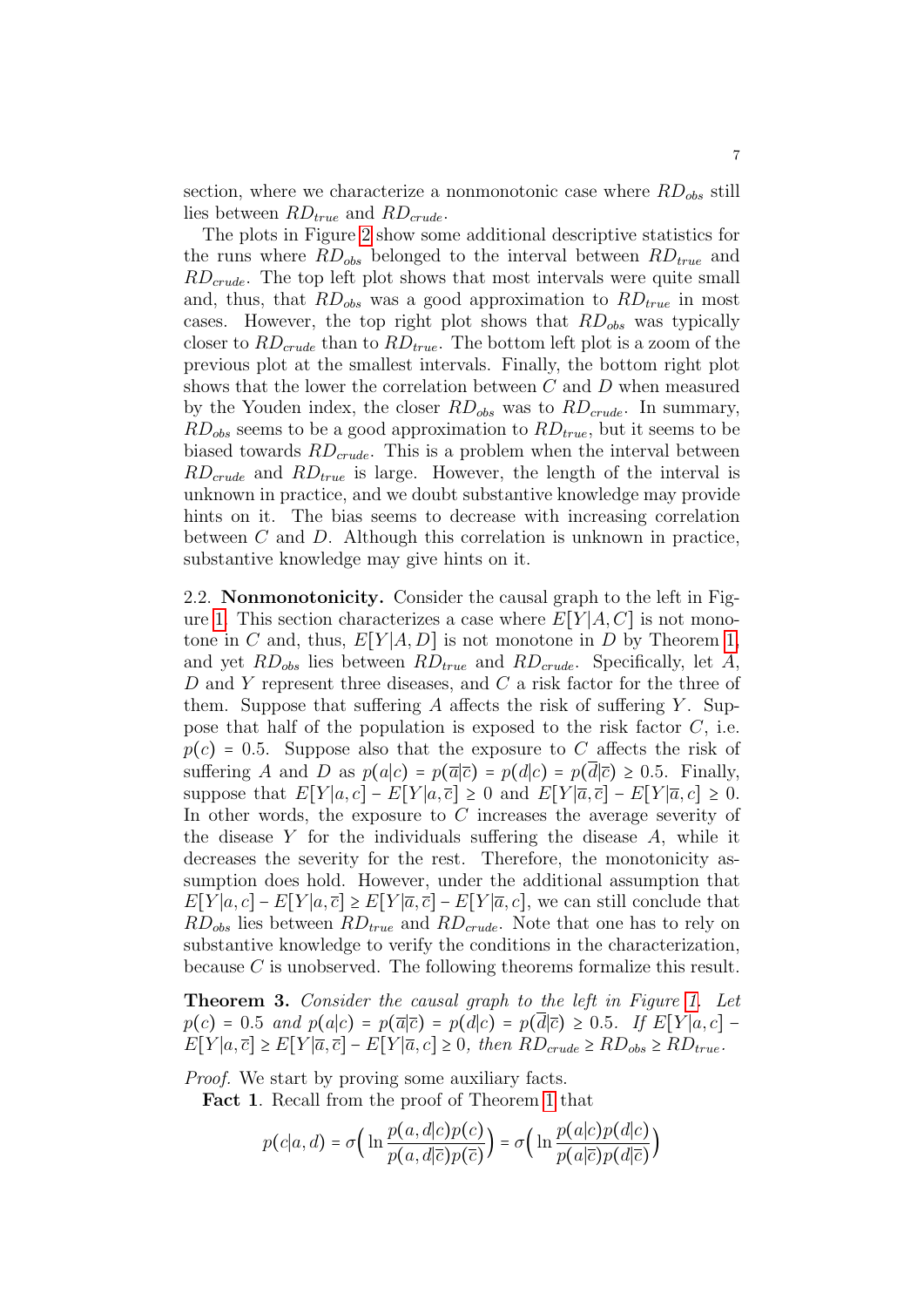section, where we characterize a nonmonotonic case where $RD_{obs}$ still lies between $RD_{true}$ and $RD_{crude}$.

The plots in Figure 2 show some additional descriptive statistics for the runs where $RD_{obs}$ belonged to the interval between $RD_{true}$ and $RD_{crude}$. The top left plot shows that most intervals were quite small and, thus, that $RD_{obs}$ was a good approximation to $RD_{true}$ in most cases. However, the top right plot shows that $RD_{obs}$ was typically closer to $RD_{crude}$ than to $RD_{true}$. The bottom left plot is a zoom of the previous plot at the smallest intervals. Finally, the bottom right plot shows that the lower the correlation between $C$ and $D$ when measured by the Youden index, the closer $RD_{obs}$ was to $RD_{crude}$. In summary, $RD_{obs}$ seems to be a good approximation to $RD_{true}$, but it seems to be biased towards $RD_{crude}$. This is a problem when the interval between $RD_{crude}$ and $RD_{true}$ is large. However, the length of the interval is unknown in practice, and we doubt substantive knowledge may provide hints on it. The bias seems to decrease with increasing correlation between $C$ and $D$. Although this correlation is unknown in practice, substantive knowledge may give hints on it.

2.2. **Nonmonotonicity.** Consider the causal graph to the left in Figure 1. This section characterizes a case where $E[Y|A,C]$ is not monotone in $C$ and, thus, $E[Y|A,D]$ is not monotone in $D$ by Theorem 1, and yet $RD_{obs}$ lies between $RD_{true}$ and $RD_{crude}$. Specifically, let $A$, $D$ and $Y$ represent three diseases, and $C$ a risk factor for the three of them. Suppose that suffering $A$ affects the risk of suffering $Y$. Suppose that half of the population is exposed to the risk factor $C$, i.e. $p(c) = 0.5$. Suppose also that the exposure to $C$ affects the risk of suffering $A$ and $D$ as $p(a|c) = p(\overline{a}|\overline{c}) = p(d|c) = p(\overline{d}|\overline{c}) \geq 0.5$. Finally, suppose that $E[Y|a,c] - E[Y|a,\overline{c}] \geq 0$ and $E[Y|\overline{a},\overline{c}] - E[Y|\overline{a},c] \geq 0$. In other words, the exposure to $C$ increases the average severity of the disease $Y$ for the individuals suffering the disease $A$, while it decreases the severity for the rest. Therefore, the monotonicity assumption does hold. However, under the additional assumption that $E[Y|a,c] - E[Y|a,\overline{c}] \geq E[Y|\overline{a},\overline{c}] - E[Y|\overline{a},c]$, we can still conclude that $RD_{obs}$ lies between $RD_{true}$ and $RD_{crude}$. Note that one has to rely on substantive knowledge to verify the conditions in the characterization, because $C$ is unobserved. The following theorems formalize this result.

**Theorem 3.** *Consider the causal graph to the left in Figure 1. Let $p(c) = 0.5$ and $p(a|c) = p(\overline{a}|\overline{c}) = p(d|c) = p(\overline{d}|\overline{c}) \geq 0.5$. If $E[Y|a,c] - E[Y|a,\overline{c}] \geq E[Y|\overline{a},\overline{c}] - E[Y|\overline{a},c] \geq 0$, then $RD_{crude} \geq RD_{obs} \geq RD_{true}$.*

*Proof.* We start by proving some auxiliary facts.

**Fact 1**. Recall from the proof of Theorem 1 that

$$p(c|a,d) = \sigma\Big(\ln\frac{p(a,d|c)p(c)}{p(a,d|\overline{c})p(\overline{c})}\Big) = \sigma\Big(\ln\frac{p(a|c)p(d|c)}{p(a|\overline{c})p(d|\overline{c})}\Big)$$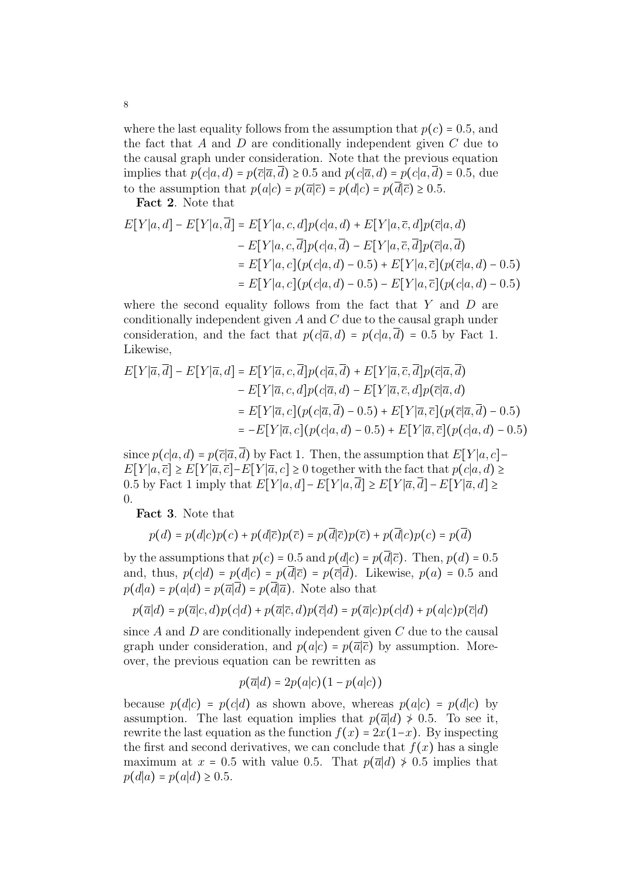where the last equality follows from the assumption that $p(c) = 0.5$, and the fact that $A$ and $D$ are conditionally independent given $C$ due to the causal graph under consideration. Note that the previous equation implies that $p(c|a,d) = p(\overline{c}|\overline{a},\overline{d}) \geq 0.5$ and $p(c|\overline{a},d) = p(c|a,\overline{d}) = 0.5$, due to the assumption that $p(a|c) = p(\overline{a}|\overline{c}) = p(d|c) = p(\overline{d}|\overline{c}) \geq 0.5$.

**Fact 2**. Note that

$$
\begin{aligned}
E[Y|a,d] - E[Y|a,\overline{d}] &= E[Y|a,c,d]p(c|a,d) + E[Y|a,\overline{c},d]p(\overline{c}|a,d) \\
&\quad - E[Y|a,c,\overline{d}]p(c|a,\overline{d}) - E[Y|a,\overline{c},\overline{d}]p(\overline{c}|a,\overline{d}) \\
&= E[Y|a,c](p(c|a,d) - 0.5) + E[Y|a,\overline{c}](p(\overline{c}|a,d) - 0.5) \\
&= E[Y|a,c](p(c|a,d) - 0.5) - E[Y|a,\overline{c}](p(c|a,d) - 0.5)
\end{aligned}
$$

where the second equality follows from the fact that $Y$ and $D$ are conditionally independent given $A$ and $C$ due to the causal graph under consideration, and the fact that $p(c|\overline{a},d) = p(c|a,\overline{d}) = 0.5$ by Fact 1. Likewise,

$$
\begin{aligned}
E[Y|\overline{a},\overline{d}] - E[Y|\overline{a},d] &= E[Y|\overline{a},c,\overline{d}]p(c|\overline{a},\overline{d}) + E[Y|\overline{a},\overline{c},\overline{d}]p(\overline{c}|\overline{a},\overline{d}) \\
&\quad - E[Y|\overline{a},c,d]p(c|\overline{a},d) - E[Y|\overline{a},\overline{c},d]p(\overline{c}|\overline{a},d) \\
&= E[Y|\overline{a},c](p(c|\overline{a},\overline{d}) - 0.5) + E[Y|\overline{a},\overline{c}](p(\overline{c}|\overline{a},\overline{d}) - 0.5) \\
&= -E[Y|\overline{a},c](p(c|a,d) - 0.5) + E[Y|\overline{a},\overline{c}](p(c|a,d) - 0.5)
\end{aligned}
$$

since $p(c|a,d) = p(\overline{c}|\overline{a},\overline{d})$ by Fact 1. Then, the assumption that $E[Y|a,c] - E[Y|a,\overline{c}] \geq E[Y|\overline{a},\overline{c}] - E[Y|\overline{a},c] \geq 0$ together with the fact that $p(c|a,d) \geq 0.5$ by Fact 1 imply that $E[Y|a,d] - E[Y|a,\overline{d}] \geq E[Y|\overline{a},\overline{d}] - E[Y|\overline{a},d] \geq 0$.

**Fact 3**. Note that

$$
p(d) = p(d|c)p(c) + p(d|\overline{c})p(\overline{c}) = p(\overline{d}|\overline{c})p(\overline{c}) + p(\overline{d}|c)p(c) = p(\overline{d})
$$

by the assumptions that $p(c) = 0.5$ and $p(d|c) = p(\overline{d}|\overline{c})$. Then, $p(d) = 0.5$ and, thus, $p(c|d) = p(d|c) = p(\overline{d}|\overline{c}) = p(\overline{c}|\overline{d})$. Likewise, $p(a) = 0.5$ and $p(d|a) = p(a|d) = p(\overline{a}|\overline{d}) = p(\overline{d}|\overline{a})$. Note also that

$$
p(\overline{a}|d) = p(\overline{a}|c,d)p(c|d) + p(\overline{a}|\overline{c},d)p(\overline{c}|d) = p(\overline{a}|c)p(c|d) + p(a|c)p(\overline{c}|d)
$$

since $A$ and $D$ are conditionally independent given $C$ due to the causal graph under consideration, and $p(a|c) = p(\overline{a}|\overline{c})$ by assumption. Moreover, the previous equation can be rewritten as

$$
p(\overline{a}|d) = 2p(a|c)(1 - p(a|c))
$$

because $p(d|c) = p(c|d)$ as shown above, whereas $p(a|c) = p(d|c)$ by assumption. The last equation implies that $p(\overline{a}|d) \not> 0.5$. To see it, rewrite the last equation as the function $f(x) = 2x(1-x)$. By inspecting the first and second derivatives, we can conclude that $f(x)$ has a single maximum at $x = 0.5$ with value 0.5. That $p(\overline{a}|d) \not> 0.5$ implies that $p(d|a) = p(a|d) \geq 0.5$.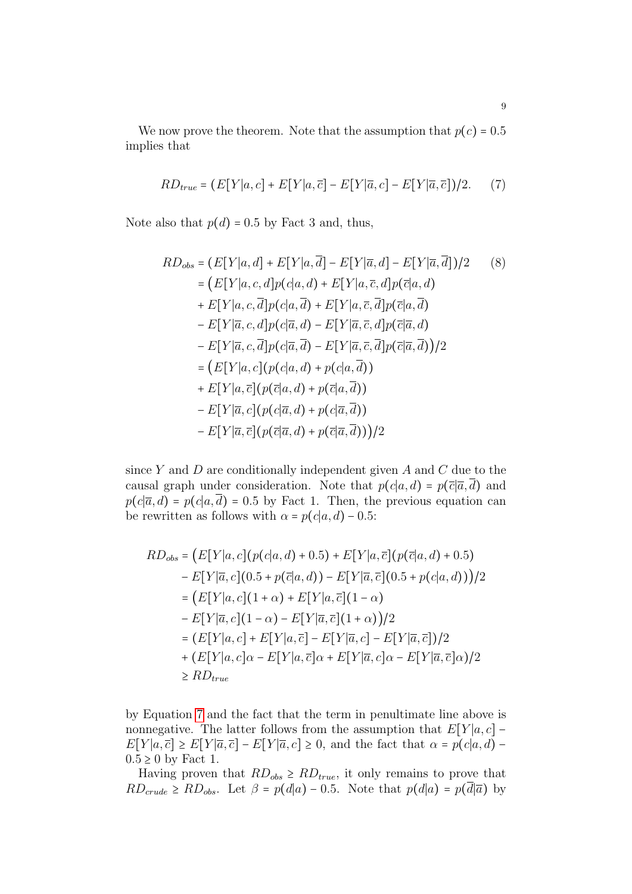We now prove the theorem. Note that the assumption that $p(c) = 0.5$ implies that

$$RD_{true} = (E[Y|a,c] + E[Y|a,\overline{c}] - E[Y|\overline{a},c] - E[Y|\overline{a},\overline{c}])/2. \tag{7}$$

Note also that $p(d) = 0.5$ by Fact 3 and, thus,

$$\begin{aligned}
RD_{obs} &= (E[Y|a,d] + E[Y|a,\overline{d}] - E[Y|\overline{a},d] - E[Y|\overline{a},\overline{d}])/2 \qquad (8)\\
&= \big(E[Y|a,c,d]p(c|a,d) + E[Y|a,\overline{c},d]p(\overline{c}|a,d)\\
&+ E[Y|a,c,\overline{d}]p(c|a,\overline{d}) + E[Y|a,\overline{c},\overline{d}]p(\overline{c}|a,\overline{d})\\
&- E[Y|\overline{a},c,d]p(c|\overline{a},d) - E[Y|\overline{a},\overline{c},d]p(\overline{c}|\overline{a},d)\\
&- E[Y|\overline{a},c,\overline{d}]p(c|\overline{a},\overline{d}) - E[Y|\overline{a},\overline{c},\overline{d}]p(\overline{c}|\overline{a},\overline{d})\big)/2\\
&= \big(E[Y|a,c](p(c|a,d) + p(c|a,\overline{d}))\\
&+ E[Y|a,\overline{c}](p(\overline{c}|a,d) + p(\overline{c}|a,\overline{d}))\\
&- E[Y|\overline{a},c](p(c|\overline{a},d) + p(c|\overline{a},\overline{d}))\\
&- E[Y|\overline{a},\overline{c}](p(\overline{c}|\overline{a},d) + p(\overline{c}|\overline{a},\overline{d}))\big)/2
\end{aligned}$$

since $Y$ and $D$ are conditionally independent given $A$ and $C$ due to the causal graph under consideration. Note that $p(c|a,d) = p(\overline{c}|\overline{a},\overline{d})$ and $p(c|\overline{a},d) = p(c|a,\overline{d}) = 0.5$ by Fact 1. Then, the previous equation can be rewritten as follows with $\alpha = p(c|a,d) - 0.5$:

$$\begin{aligned}
RD_{obs} &= \big(E[Y|a,c](p(c|a,d) + 0.5) + E[Y|a,\overline{c}](p(\overline{c}|a,d) + 0.5)\\
&- E[Y|\overline{a},c](0.5 + p(\overline{c}|a,d)) - E[Y|\overline{a},\overline{c}](0.5 + p(c|a,d))\big)/2\\
&= \big(E[Y|a,c](1+\alpha) + E[Y|a,\overline{c}](1-\alpha)\\
&- E[Y|\overline{a},c](1-\alpha) - E[Y|\overline{a},\overline{c}](1+\alpha)\big)/2\\
&= (E[Y|a,c] + E[Y|a,\overline{c}] - E[Y|\overline{a},c] - E[Y|\overline{a},\overline{c}])/2\\
&+ (E[Y|a,c]\alpha - E[Y|a,\overline{c}]\alpha + E[Y|\overline{a},c]\alpha - E[Y|\overline{a},\overline{c}]\alpha)/2\\
&\geq RD_{true}
\end{aligned}$$

by Equation 7 and the fact that the term in penultimate line above is nonnegative. The latter follows from the assumption that $E[Y|a,c] - E[Y|a,\overline{c}] \geq E[Y|\overline{a},\overline{c}] - E[Y|\overline{a},c] \geq 0$, and the fact that $\alpha = p(c|a,d) - 0.5 \geq 0$ by Fact 1.

Having proven that $RD_{obs} \geq RD_{true}$, it only remains to prove that $RD_{crude} \geq RD_{obs}$. Let $\beta = p(d|a) - 0.5$. Note that $p(d|a) = p(\overline{d}|\overline{a})$ by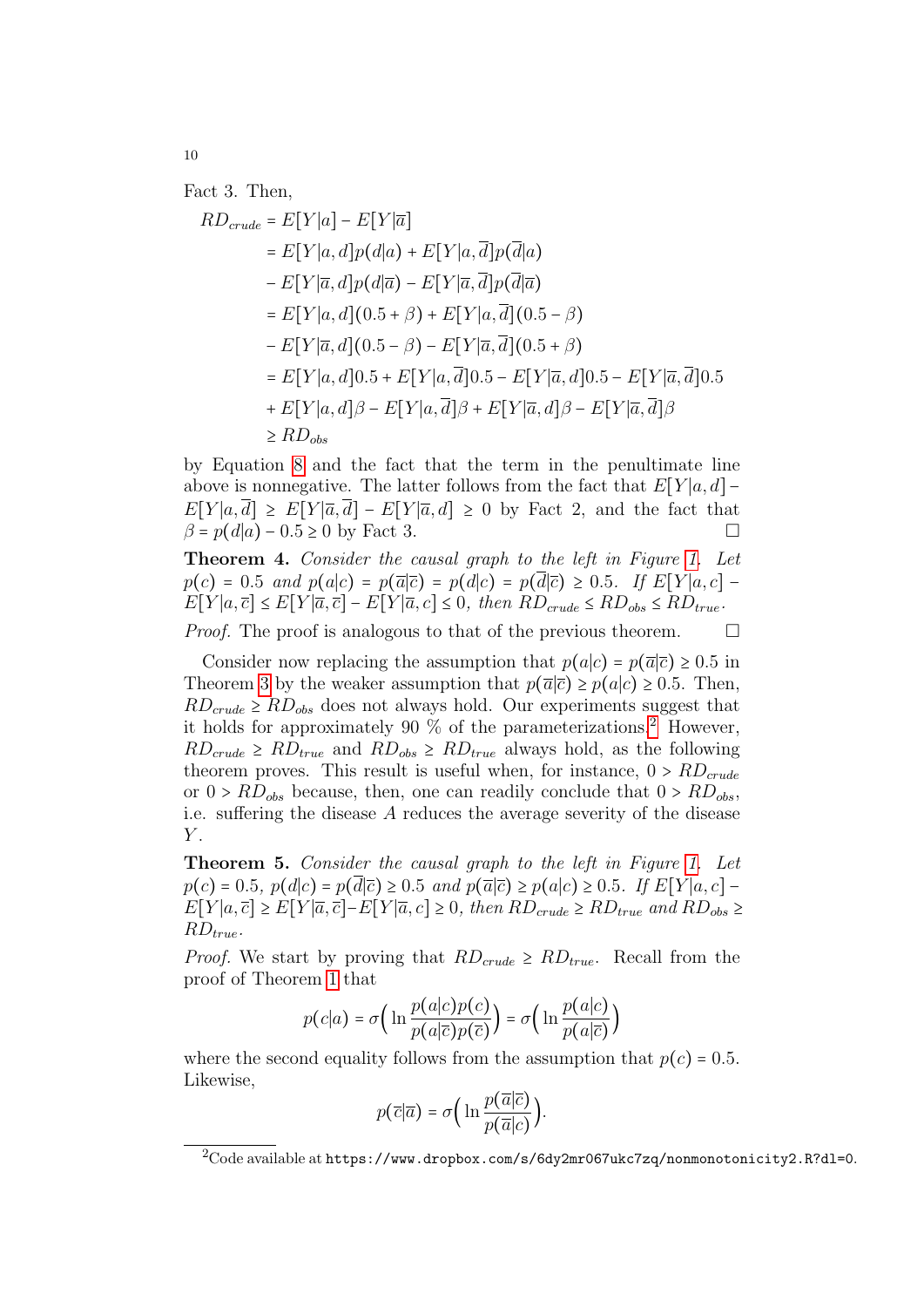Fact 3. Then,

$$
\begin{aligned}
RD_{crude} &= E[Y|a] - E[Y|\overline{a}] \\
&= E[Y|a,d]p(d|a) + E[Y|a,\overline{d}]p(\overline{d}|a) \\
&- E[Y|\overline{a},d]p(d|\overline{a}) - E[Y|\overline{a},\overline{d}]p(\overline{d}|\overline{a}) \\
&= E[Y|a,d](0.5+\beta) + E[Y|a,\overline{d}](0.5-\beta) \\
&- E[Y|\overline{a},d](0.5-\beta) - E[Y|\overline{a},\overline{d}](0.5+\beta) \\
&= E[Y|a,d]0.5 + E[Y|a,\overline{d}]0.5 - E[Y|\overline{a},d]0.5 - E[Y|\overline{a},\overline{d}]0.5 \\
&+ E[Y|a,d]\beta - E[Y|a,\overline{d}]\beta + E[Y|\overline{a},d]\beta - E[Y|\overline{a},\overline{d}]\beta \\
&\geq RD_{obs}
\end{aligned}
$$

by Equation 8 and the fact that the term in the penultimate line above is nonnegative. The latter follows from the fact that $E[Y|a,d] - E[Y|a,\overline{d}] \geq E[Y|\overline{a},\overline{d}] - E[Y|\overline{a},d] \geq 0$ by Fact 2, and the fact that $\beta = p(d|a) - 0.5 \geq 0$ by Fact 3. □

**Theorem 4.** *Consider the causal graph to the left in Figure 1. Let* $p(c) = 0.5$ *and* $p(a|c) = p(\overline{a}|\overline{c}) = p(d|c) = p(\overline{d}|\overline{c}) \geq 0.5$*. If* $E[Y|a,c] - E[Y|a,\overline{c}] \leq E[Y|\overline{a},\overline{c}] - E[Y|\overline{a},c] \leq 0$*, then* $RD_{crude} \leq RD_{obs} \leq RD_{true}$*.*

*Proof.* The proof is analogous to that of the previous theorem. □

Consider now replacing the assumption that $p(a|c) = p(\overline{a}|\overline{c}) \geq 0.5$ in Theorem 3 by the weaker assumption that $p(\overline{a}|\overline{c}) \geq p(a|c) \geq 0.5$. Then, $RD_{crude} \geq RD_{obs}$ does not always hold. Our experiments suggest that it holds for approximately 90 % of the parameterizations.[2] However, $RD_{crude} \geq RD_{true}$ and $RD_{obs} \geq RD_{true}$ always hold, as the following theorem proves. This result is useful when, for instance, $0 > RD_{crude}$ or $0 > RD_{obs}$ because, then, one can readily conclude that $0 > RD_{obs}$, i.e. suffering the disease $A$ reduces the average severity of the disease $Y$.

**Theorem 5.** *Consider the causal graph to the left in Figure 1. Let* $p(c) = 0.5$*,* $p(d|c) = p(\overline{d}|\overline{c}) \geq 0.5$ *and* $p(\overline{a}|\overline{c}) \geq p(a|c) \geq 0.5$*. If* $E[Y|a,c] - E[Y|a,\overline{c}] \geq E[Y|\overline{a},\overline{c}] - E[Y|\overline{a},c] \geq 0$*, then* $RD_{crude} \geq RD_{true}$ *and* $RD_{obs} \geq RD_{true}$*.*

*Proof.* We start by proving that $RD_{crude} \geq RD_{true}$. Recall from the proof of Theorem 1 that

$$
p(c|a) = \sigma\Big(\ln \frac{p(a|c)p(c)}{p(a|\overline{c})p(\overline{c})}\Big) = \sigma\Big(\ln \frac{p(a|c)}{p(a|\overline{c})}\Big)
$$

where the second equality follows from the assumption that $p(c) = 0.5$. Likewise,

$$
p(\overline{c}|\overline{a}) = \sigma\Big(\ln \frac{p(\overline{a}|\overline{c})}{p(\overline{a}|c)}\Big).
$$

[2] Code available at `https://www.dropbox.com/s/6dy2mr067ukc7zq/nonmonotonicity2.R?dl=0`.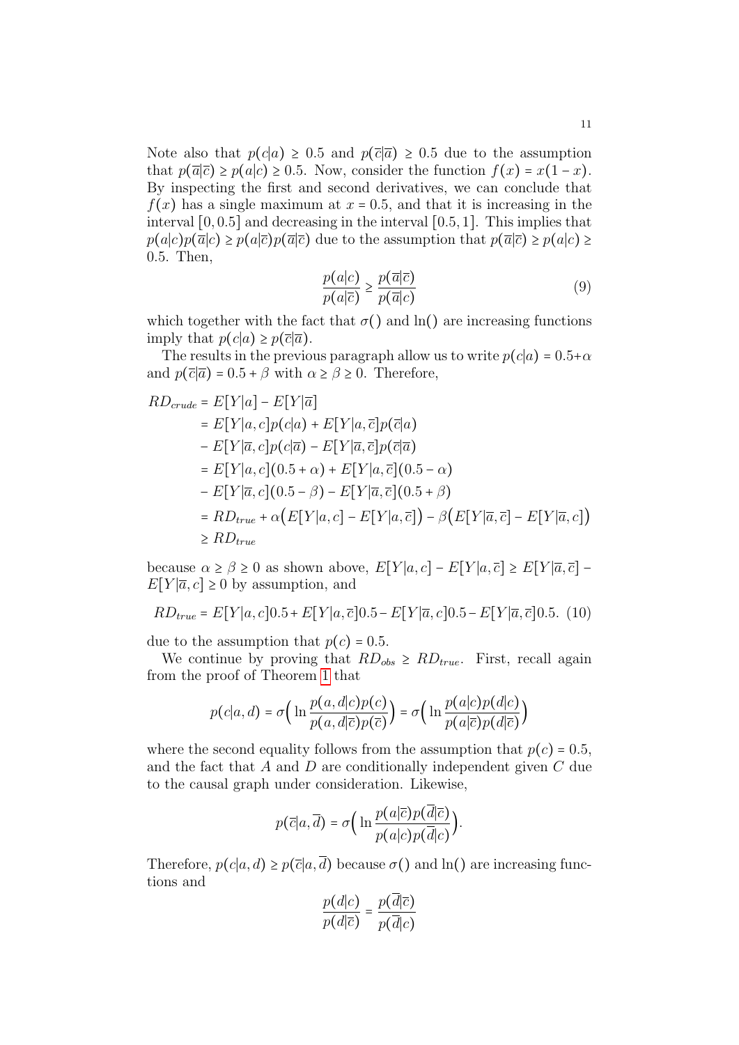Note also that $p(c|a) \geq 0.5$ and $p(\overline{c}|\overline{a}) \geq 0.5$ due to the assumption that $p(\overline{a}|\overline{c}) \geq p(a|c) \geq 0.5$. Now, consider the function $f(x) = x(1-x)$. By inspecting the first and second derivatives, we can conclude that $f(x)$ has a single maximum at $x = 0.5$, and that it is increasing in the interval $[0, 0.5]$ and decreasing in the interval $[0.5, 1]$. This implies that $p(a|c)p(\overline{a}|c) \geq p(a|\overline{c})p(\overline{a}|\overline{c})$ due to the assumption that $p(\overline{a}|\overline{c}) \geq p(a|c) \geq 0.5$. Then,

$$\frac{p(a|c)}{p(a|\overline{c})} \geq \frac{p(\overline{a}|\overline{c})}{p(\overline{a}|c)} \tag{9}$$

which together with the fact that $\sigma()$ and $\ln()$ are increasing functions imply that $p(c|a) \geq p(\overline{c}|\overline{a})$.

The results in the previous paragraph allow us to write $p(c|a) = 0.5+\alpha$ and $p(\overline{c}|\overline{a}) = 0.5 + \beta$ with $\alpha \geq \beta \geq 0$. Therefore,

$$
\begin{aligned}
RD_{crude} &= E[Y|a] - E[Y|\overline{a}] \\
&= E[Y|a,c]p(c|a) + E[Y|a,\overline{c}]p(\overline{c}|a) \\
&- E[Y|\overline{a},c]p(c|\overline{a}) - E[Y|\overline{a},\overline{c}]p(\overline{c}|\overline{a}) \\
&= E[Y|a,c](0.5+\alpha) + E[Y|a,\overline{c}](0.5-\alpha) \\
&- E[Y|\overline{a},c](0.5-\beta) - E[Y|\overline{a},\overline{c}](0.5+\beta) \\
&= RD_{true} + \alpha\big(E[Y|a,c] - E[Y|a,\overline{c}]\big) - \beta\big(E[Y|\overline{a},\overline{c}] - E[Y|\overline{a},c]\big) \\
&\geq RD_{true}
\end{aligned}
$$

because $\alpha \geq \beta \geq 0$ as shown above, $E[Y|a,c] - E[Y|a,\overline{c}] \geq E[Y|\overline{a},\overline{c}] - E[Y|\overline{a},c] \geq 0$ by assumption, and

$$RD_{true} = E[Y|a,c]0.5 + E[Y|a,\overline{c}]0.5 - E[Y|\overline{a},c]0.5 - E[Y|\overline{a},\overline{c}]0.5. \tag{10}$$

due to the assumption that $p(c) = 0.5$.

We continue by proving that $RD_{obs} \geq RD_{true}$. First, recall again from the proof of Theorem 1 that

$$p(c|a,d) = \sigma\Big(\ln\frac{p(a,d|c)p(c)}{p(a,d|\overline{c})p(\overline{c})}\Big) = \sigma\Big(\ln\frac{p(a|c)p(d|c)}{p(a|\overline{c})p(d|\overline{c})}\Big)$$

where the second equality follows from the assumption that $p(c) = 0.5$, and the fact that $A$ and $D$ are conditionally independent given $C$ due to the causal graph under consideration. Likewise,

$$p(\overline{c}|a,\overline{d}) = \sigma\Big(\ln\frac{p(a|\overline{c})p(\overline{d}|\overline{c})}{p(a|c)p(\overline{d}|c)}\Big).$$

Therefore, $p(c|a,d) \geq p(\overline{c}|a,\overline{d})$ because $\sigma()$ and $\ln()$ are increasing functions and

$$\frac{p(d|c)}{p(d|\overline{c})} = \frac{p(\overline{d}|\overline{c})}{p(\overline{d}|c)}$$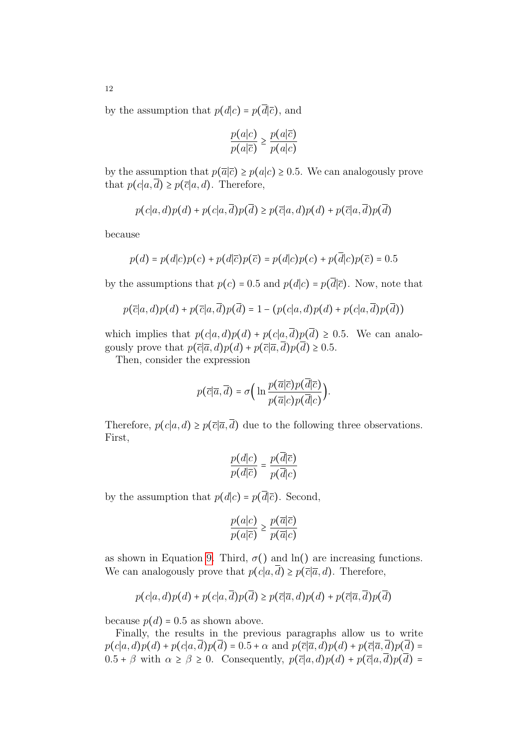by the assumption that $p(d|c) = p(\overline{d}|\overline{c})$, and

$$\frac{p(a|c)}{p(a|\overline{c})} \geq \frac{p(a|\overline{c})}{p(a|c)}$$

by the assumption that $p(\overline{a}|\overline{c}) \geq p(a|c) \geq 0.5$. We can analogously prove that $p(c|a, \overline{d}) \geq p(\overline{c}|a, d)$. Therefore,

$$p(c|a,d)p(d) + p(c|a,\overline{d})p(\overline{d}) \geq p(\overline{c}|a,d)p(d) + p(\overline{c}|a,\overline{d})p(\overline{d})$$

because

$$p(d) = p(d|c)p(c) + p(d|\overline{c})p(\overline{c}) = p(d|c)p(c) + p(\overline{d}|c)p(\overline{c}) = 0.5$$

by the assumptions that $p(c) = 0.5$ and $p(d|c) = p(\overline{d}|\overline{c})$. Now, note that

$$p(\overline{c}|a,d)p(d) + p(\overline{c}|a,\overline{d})p(\overline{d}) = 1 - (p(c|a,d)p(d) + p(c|a,\overline{d})p(\overline{d}))$$

which implies that $p(c|a,d)p(d) + p(c|a,\overline{d})p(\overline{d}) \geq 0.5$. We can analogously prove that $p(\overline{c}|\overline{a},d)p(d) + p(\overline{c}|\overline{a},\overline{d})p(\overline{d}) \geq 0.5$.

Then, consider the expression

$$p(\overline{c}|\overline{a},\overline{d}) = \sigma\Big(\ln \frac{p(\overline{a}|\overline{c})p(\overline{d}|\overline{c})}{p(\overline{a}|c)p(\overline{d}|c)}\Big).$$

Therefore, $p(c|a,d) \geq p(\overline{c}|\overline{a},\overline{d})$ due to the following three observations. First,

$$\frac{p(d|c)}{p(d|\overline{c})} = \frac{p(\overline{d}|\overline{c})}{p(\overline{d}|c)}$$

by the assumption that $p(d|c) = p(\overline{d}|\overline{c})$. Second,

$$\frac{p(a|c)}{p(a|\overline{c})} \geq \frac{p(\overline{a}|\overline{c})}{p(\overline{a}|c)}$$

as shown in Equation 9. Third, $\sigma()$ and $\ln()$ are increasing functions. We can analogously prove that $p(c|a,\overline{d}) \geq p(\overline{c}|\overline{a},d)$. Therefore,

$$p(c|a,d)p(d) + p(c|a,\overline{d})p(\overline{d}) \geq p(\overline{c}|\overline{a},d)p(d) + p(\overline{c}|\overline{a},\overline{d})p(\overline{d})$$

because $p(d) = 0.5$ as shown above.

Finally, the results in the previous paragraphs allow us to write $p(c|a,d)p(d) + p(c|a,\overline{d})p(\overline{d}) = 0.5 + \alpha$ and $p(\overline{c}|\overline{a},d)p(d) + p(\overline{c}|\overline{a},\overline{d})p(\overline{d}) = 0.5 + \beta$ with $\alpha \geq \beta \geq 0$. Consequently, $p(\overline{c}|a,d)p(d) + p(\overline{c}|a,\overline{d})p(\overline{d}) =$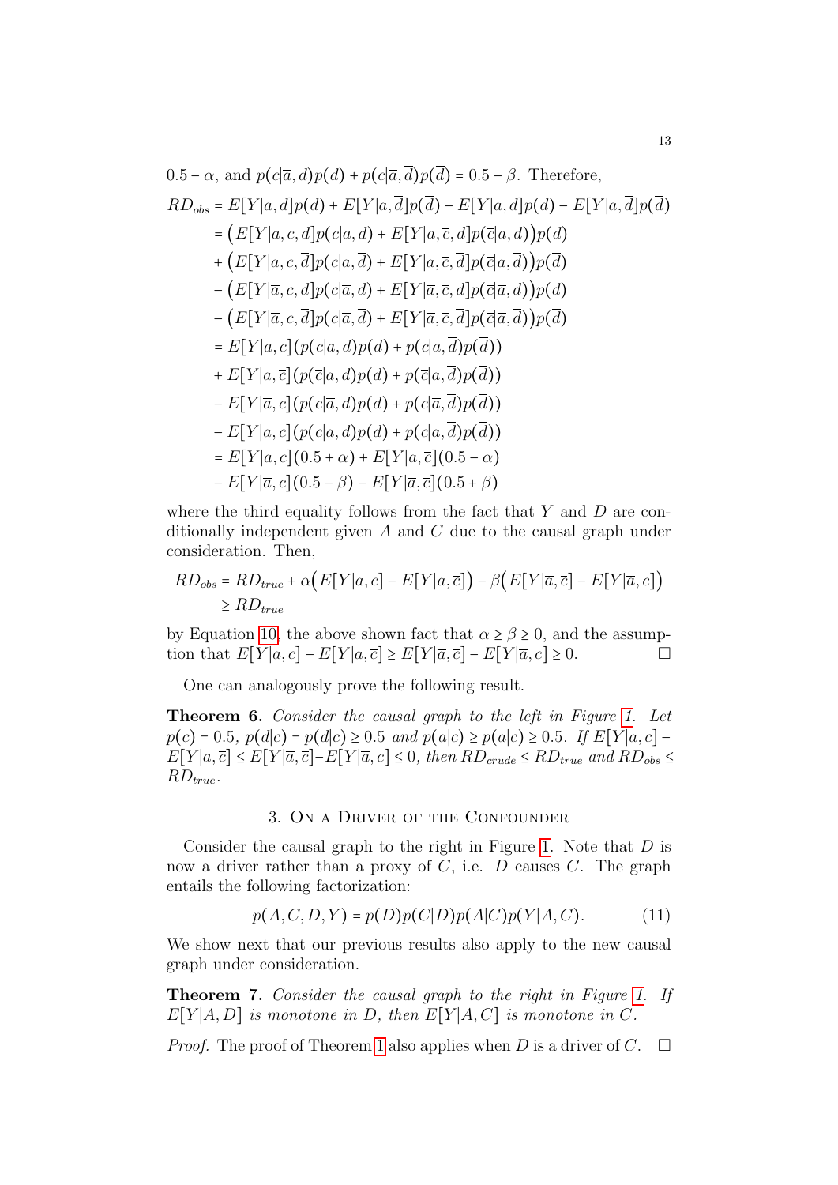$0.5 - \alpha$, and $p(c|\overline{a}, d)p(d) + p(c|\overline{a}, \overline{d})p(\overline{d}) = 0.5 - \beta$. Therefore,

$$
\begin{aligned}
RD_{obs} &= E[Y|a,d]p(d) + E[Y|a,\overline{d}]p(\overline{d}) - E[Y|\overline{a},d]p(d) - E[Y|\overline{a},\overline{d}]p(\overline{d}) \\
&= \big(E[Y|a,c,d]p(c|a,d) + E[Y|a,\overline{c},d]p(\overline{c}|a,d)\big)p(d) \\
&+ \big(E[Y|a,c,\overline{d}]p(c|a,\overline{d}) + E[Y|a,\overline{c},\overline{d}]p(\overline{c}|a,\overline{d})\big)p(\overline{d}) \\
&- \big(E[Y|\overline{a},c,d]p(c|\overline{a},d) + E[Y|\overline{a},\overline{c},d]p(\overline{c}|\overline{a},d)\big)p(d) \\
&- \big(E[Y|\overline{a},c,\overline{d}]p(c|\overline{a},\overline{d}) + E[Y|\overline{a},\overline{c},\overline{d}]p(\overline{c}|\overline{a},\overline{d})\big)p(\overline{d}) \\
&= E[Y|a,c](p(c|a,d)p(d) + p(c|a,\overline{d})p(\overline{d})) \\
&+ E[Y|a,\overline{c}](p(\overline{c}|a,d)p(d) + p(\overline{c}|a,\overline{d})p(\overline{d})) \\
&- E[Y|\overline{a},c](p(c|\overline{a},d)p(d) + p(c|\overline{a},\overline{d})p(\overline{d})) \\
&- E[Y|\overline{a},\overline{c}](p(\overline{c}|\overline{a},d)p(d) + p(\overline{c}|\overline{a},\overline{d})p(\overline{d})) \\
&= E[Y|a,c](0.5+\alpha) + E[Y|a,\overline{c}](0.5-\alpha) \\
&- E[Y|\overline{a},c](0.5-\beta) - E[Y|\overline{a},\overline{c}](0.5+\beta)
\end{aligned}
$$

where the third equality follows from the fact that $Y$ and $D$ are conditionally independent given $A$ and $C$ due to the causal graph under consideration. Then,

$$
\begin{aligned}
RD_{obs} &= RD_{true} + \alpha\big(E[Y|a,c] - E[Y|a,\overline{c}]\big) - \beta\big(E[Y|\overline{a},\overline{c}] - E[Y|\overline{a},c]\big) \\
&\geq RD_{true}
\end{aligned}
$$

by Equation 10, the above shown fact that $\alpha \geq \beta \geq 0$, and the assumption that $E[Y|a,c] - E[Y|a,\overline{c}] \geq E[Y|\overline{a},\overline{c}] - E[Y|\overline{a},c] \geq 0$. □

One can analogously prove the following result.

**Theorem 6.** *Consider the causal graph to the left in Figure 1. Let $p(c) = 0.5$, $p(d|c) = p(\overline{d}|\overline{c}) \geq 0.5$ and $p(\overline{a}|\overline{c}) \geq p(a|c) \geq 0.5$. If $E[Y|a,c] - E[Y|a,\overline{c}] \leq E[Y|\overline{a},\overline{c}] - E[Y|\overline{a},c] \leq 0$, then $RD_{crude} \leq RD_{true}$ and $RD_{obs} \leq RD_{true}$.*

## 3. On a Driver of the Confounder

Consider the causal graph to the right in Figure 1. Note that $D$ is now a driver rather than a proxy of $C$, i.e. $D$ causes $C$. The graph entails the following factorization:

$$
p(A,C,D,Y) = p(D)p(C|D)p(A|C)p(Y|A,C). \tag{11}
$$

We show next that our previous results also apply to the new causal graph under consideration.

**Theorem 7.** *Consider the causal graph to the right in Figure 1. If $E[Y|A,D]$ is monotone in $D$, then $E[Y|A,C]$ is monotone in $C$.*

*Proof.* The proof of Theorem 1 also applies when $D$ is a driver of $C$. □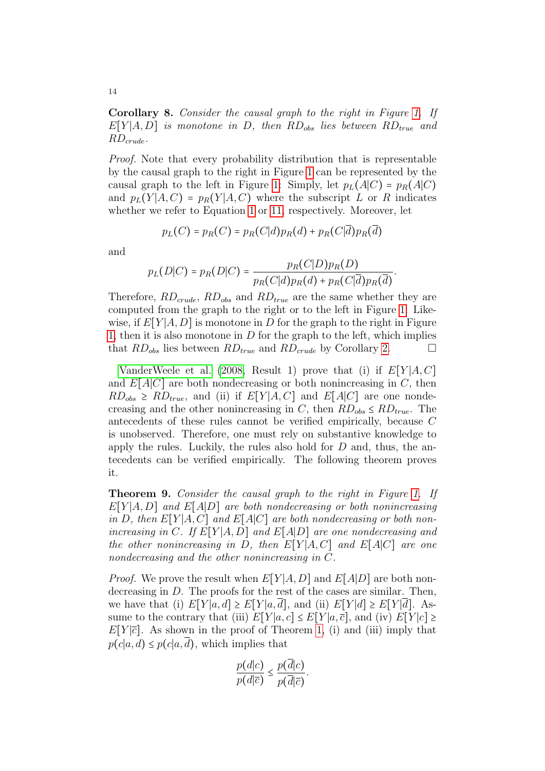**Corollary 8.** *Consider the causal graph to the right in Figure 1. If $E[Y|A,D]$ is monotone in $D$, then $RD_{obs}$ lies between $RD_{true}$ and $RD_{crude}$.*

*Proof.* Note that every probability distribution that is representable by the causal graph to the right in Figure 1 can be represented by the causal graph to the left in Figure 1: Simply, let $p_L(A|C) = p_R(A|C)$ and $p_L(Y|A,C) = p_R(Y|A,C)$ where the subscript $L$ or $R$ indicates whether we refer to Equation 1 or 11, respectively. Moreover, let

$$p_L(C) = p_R(C) = p_R(C|d)p_R(d) + p_R(C|\overline{d})p_R(\overline{d})$$

and

$$p_L(D|C) = p_R(D|C) = \frac{p_R(C|D)p_R(D)}{p_R(C|d)p_R(d) + p_R(C|\overline{d})p_R(\overline{d})}.$$

Therefore, $RD_{crude}$, $RD_{obs}$ and $RD_{true}$ are the same whether they are computed from the graph to the right or to the left in Figure 1. Likewise, if $E[Y|A,D]$ is monotone in $D$ for the graph to the right in Figure 1, then it is also monotone in $D$ for the graph to the left, which implies that $RD_{obs}$ lies between $RD_{true}$ and $RD_{crude}$ by Corollary 2. $\square$

VanderWeele et al. (2008, Result 1) prove that (i) if $E[Y|A,C]$ and $E[A|C]$ are both nondecreasing or both nonincreasing in $C$, then $RD_{obs} \geq RD_{true}$, and (ii) if $E[Y|A,C]$ and $E[A|C]$ are one nondecreasing and the other nonincreasing in $C$, then $RD_{obs} \leq RD_{true}$. The antecedents of these rules cannot be verified empirically, because $C$ is unobserved. Therefore, one must rely on substantive knowledge to apply the rules. Luckily, the rules also hold for $D$ and, thus, the antecedents can be verified empirically. The following theorem proves it.

**Theorem 9.** *Consider the causal graph to the right in Figure 1. If $E[Y|A,D]$ and $E[A|D]$ are both nondecreasing or both nonincreasing in $D$, then $E[Y|A,C]$ and $E[A|C]$ are both nondecreasing or both nonincreasing in $C$. If $E[Y|A,D]$ and $E[A|D]$ are one nondecreasing and the other nonincreasing in $D$, then $E[Y|A,C]$ and $E[A|C]$ are one nondecreasing and the other nonincreasing in $C$.*

*Proof.* We prove the result when $E[Y|A,D]$ and $E[A|D]$ are both nondecreasing in $D$. The proofs for the rest of the cases are similar. Then, we have that (i) $E[Y|a,d] \geq E[Y|a,\overline{d}]$, and (ii) $E[Y|d] \geq E[Y|\overline{d}]$. Assume to the contrary that (iii) $E[Y|a,c] \leq E[Y|a,\overline{c}]$, and (iv) $E[Y|c] \geq E[Y|\overline{c}]$. As shown in the proof of Theorem 1, (i) and (iii) imply that $p(c|a,d) \leq p(c|a,\overline{d})$, which implies that

$$\frac{p(d|c)}{p(d|\overline{c})} \leq \frac{p(\overline{d}|c)}{p(\overline{d}|\overline{c})}.$$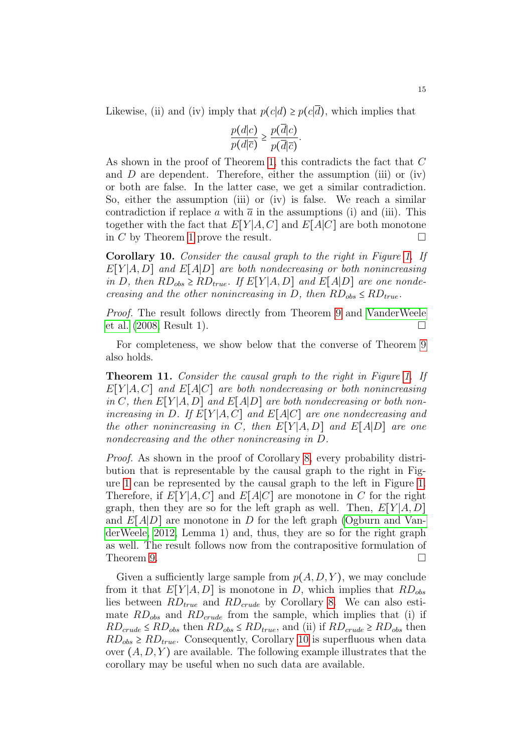Likewise, (ii) and (iv) imply that $p(c|d) \geq p(c|\overline{d})$, which implies that

$$\frac{p(d|c)}{p(d|\overline{c})} \geq \frac{p(\overline{d}|c)}{p(\overline{d}|\overline{c})}.$$

As shown in the proof of Theorem 1, this contradicts the fact that $C$ and $D$ are dependent. Therefore, either the assumption (iii) or (iv) or both are false. In the latter case, we get a similar contradiction. So, either the assumption (iii) or (iv) is false. We reach a similar contradiction if replace $a$ with $\overline{a}$ in the assumptions (i) and (iii). This together with the fact that $E[Y|A,C]$ and $E[A|C]$ are both monotone in $C$ by Theorem 1 prove the result. □

**Corollary 10.** *Consider the causal graph to the right in Figure 1. If $E[Y|A,D]$ and $E[A|D]$ are both nondecreasing or both nonincreasing in $D$, then $RD_{obs} \geq RD_{true}$. If $E[Y|A,D]$ and $E[A|D]$ are one nondecreasing and the other nonincreasing in $D$, then $RD_{obs} \leq RD_{true}$.*

*Proof.* The result follows directly from Theorem 9 and VanderWeele et al. (2008, Result 1). □

For completeness, we show below that the converse of Theorem 9 also holds.

**Theorem 11.** *Consider the causal graph to the right in Figure 1. If $E[Y|A,C]$ and $E[A|C]$ are both nondecreasing or both nonincreasing in $C$, then $E[Y|A,D]$ and $E[A|D]$ are both nondecreasing or both nonincreasing in $D$. If $E[Y|A,C]$ and $E[A|C]$ are one nondecreasing and the other nonincreasing in $C$, then $E[Y|A,D]$ and $E[A|D]$ are one nondecreasing and the other nonincreasing in $D$.*

*Proof.* As shown in the proof of Corollary 8, every probability distribution that is representable by the causal graph to the right in Figure 1 can be represented by the causal graph to the left in Figure 1. Therefore, if $E[Y|A,C]$ and $E[A|C]$ are monotone in $C$ for the right graph, then they are so for the left graph as well. Then, $E[Y|A,D]$ and $E[A|D]$ are monotone in $D$ for the left graph (Ogburn and VanderWeele, 2012, Lemma 1) and, thus, they are so for the right graph as well. The result follows now from the contrapositive formulation of Theorem 9. □

Given a sufficiently large sample from $p(A,D,Y)$, we may conclude from it that $E[Y|A,D]$ is monotone in $D$, which implies that $RD_{obs}$ lies between $RD_{true}$ and $RD_{crude}$ by Corollary 8. We can also estimate $RD_{obs}$ and $RD_{crude}$ from the sample, which implies that (i) if $RD_{crude} \leq RD_{obs}$ then $RD_{obs} \leq RD_{true}$, and (ii) if $RD_{crude} \geq RD_{obs}$ then $RD_{obs} \geq RD_{true}$. Consequently, Corollary 10 is superfluous when data over $(A,D,Y)$ are available. The following example illustrates that the corollary may be useful when no such data are available.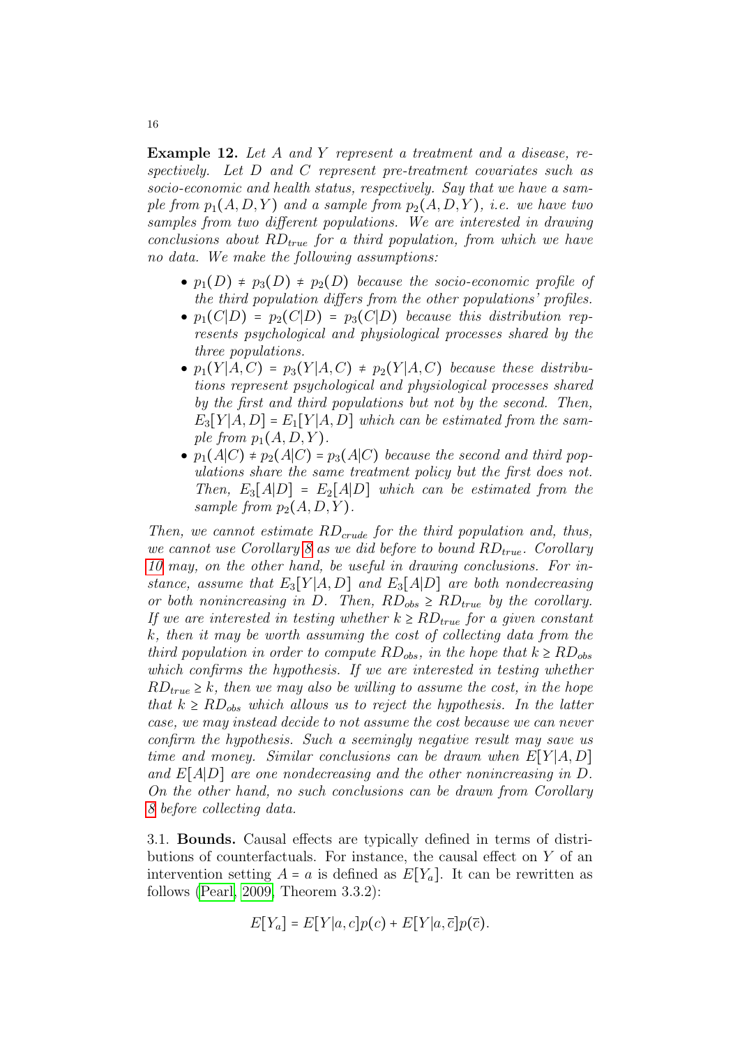**Example 12.** *Let $A$ and $Y$ represent a treatment and a disease, respectively. Let $D$ and $C$ represent pre-treatment covariates such as socio-economic and health status, respectively. Say that we have a sample from $p_1(A, D, Y)$ and a sample from $p_2(A, D, Y)$, i.e. we have two samples from two different populations. We are interested in drawing conclusions about $RD_{true}$ for a third population, from which we have no data. We make the following assumptions:*

- *$p_1(D) \neq p_3(D) \neq p_2(D)$ because the socio-economic profile of the third population differs from the other populations' profiles.*
- *$p_1(C|D) = p_2(C|D) = p_3(C|D)$ because this distribution represents psychological and physiological processes shared by the three populations.*
- *$p_1(Y|A, C) = p_3(Y|A, C) \neq p_2(Y|A, C)$ because these distributions represent psychological and physiological processes shared by the first and third populations but not by the second. Then, $E_3[Y|A, D] = E_1[Y|A, D]$ which can be estimated from the sample from $p_1(A, D, Y)$.*
- *$p_1(A|C) \neq p_2(A|C) = p_3(A|C)$ because the second and third populations share the same treatment policy but the first does not. Then, $E_3[A|D] = E_2[A|D]$ which can be estimated from the sample from $p_2(A, D, Y)$.*

*Then, we cannot estimate $RD_{crude}$ for the third population and, thus, we cannot use Corollary 8 as we did before to bound $RD_{true}$. Corollary 10 may, on the other hand, be useful in drawing conclusions. For instance, assume that $E_3[Y|A, D]$ and $E_3[A|D]$ are both nondecreasing or both nonincreasing in $D$. Then, $RD_{obs} \geq RD_{true}$ by the corollary. If we are interested in testing whether $k \geq RD_{true}$ for a given constant $k$, then it may be worth assuming the cost of collecting data from the third population in order to compute $RD_{obs}$, in the hope that $k \geq RD_{obs}$ which confirms the hypothesis. If we are interested in testing whether $RD_{true} \geq k$, then we may also be willing to assume the cost, in the hope that $k \geq RD_{obs}$ which allows us to reject the hypothesis. In the latter case, we may instead decide to not assume the cost because we can never confirm the hypothesis. Such a seemingly negative result may save us time and money. Similar conclusions can be drawn when $E[Y|A, D]$ and $E[A|D]$ are one nondecreasing and the other nonincreasing in $D$. On the other hand, no such conclusions can be drawn from Corollary 8 before collecting data.*

3.1. **Bounds.** Causal effects are typically defined in terms of distributions of counterfactuals. For instance, the causal effect on $Y$ of an intervention setting $A = a$ is defined as $E[Y_a]$. It can be rewritten as follows (Pearl, 2009, Theorem 3.3.2):

$$E[Y_a] = E[Y|a, c]p(c) + E[Y|a, \overline{c}]p(\overline{c}).$$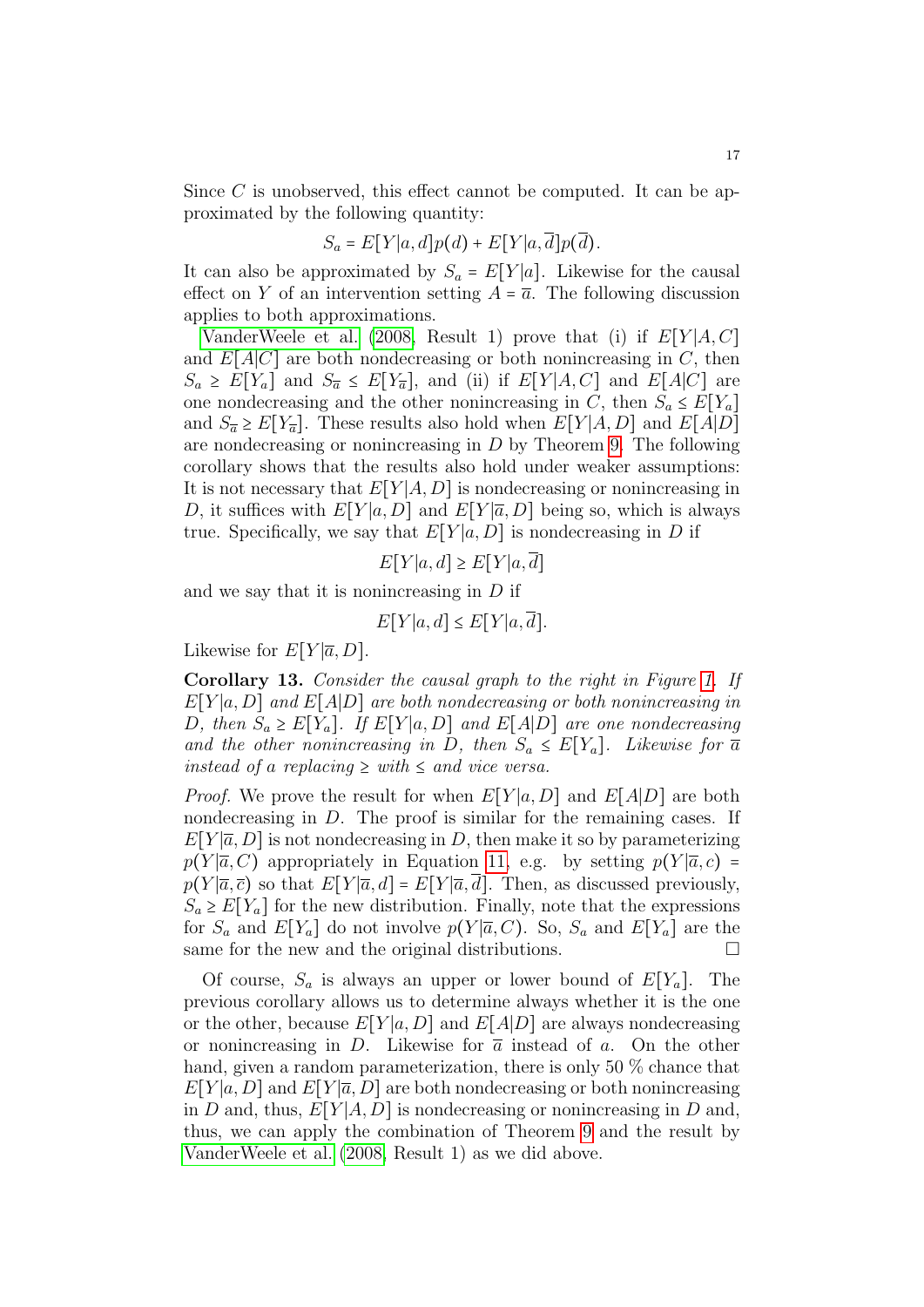Since $C$ is unobserved, this effect cannot be computed. It can be approximated by the following quantity:

$$S_a = E[Y|a,d]p(d) + E[Y|a,\overline{d}]p(\overline{d}).$$

It can also be approximated by $S_a = E[Y|a]$. Likewise for the causal effect on $Y$ of an intervention setting $A = \overline{a}$. The following discussion applies to both approximations.

VanderWeele et al. (2008, Result 1) prove that (i) if $E[Y|A,C]$ and $E[A|C]$ are both nondecreasing or both nonincreasing in $C$, then $S_a \geq E[Y_a]$ and $S_{\overline{a}} \leq E[Y_{\overline{a}}]$, and (ii) if $E[Y|A,C]$ and $E[A|C]$ are one nondecreasing and the other nonincreasing in $C$, then $S_a \leq E[Y_a]$ and $S_{\overline{a}} \geq E[Y_{\overline{a}}]$. These results also hold when $E[Y|A,D]$ and $E[A|D]$ are nondecreasing or nonincreasing in $D$ by Theorem 9. The following corollary shows that the results also hold under weaker assumptions: It is not necessary that $E[Y|A,D]$ is nondecreasing or nonincreasing in $D$, it suffices with $E[Y|a,D]$ and $E[Y|\overline{a},D]$ being so, which is always true. Specifically, we say that $E[Y|a,D]$ is nondecreasing in $D$ if

$$E[Y|a,d] \geq E[Y|a,\overline{d}]$$

and we say that it is nonincreasing in $D$ if

$$E[Y|a,d] \leq E[Y|a,\overline{d}].$$

Likewise for $E[Y|\overline{a},D]$.

**Corollary 13.** *Consider the causal graph to the right in Figure 1. If $E[Y|a,D]$ and $E[A|D]$ are both nondecreasing or both nonincreasing in $D$, then $S_a \geq E[Y_a]$. If $E[Y|a,D]$ and $E[A|D]$ are one nondecreasing and the other nonincreasing in $D$, then $S_a \leq E[Y_a]$. Likewise for $\overline{a}$ instead of $a$ replacing $\geq$ with $\leq$ and vice versa.*

*Proof.* We prove the result for when $E[Y|a,D]$ and $E[A|D]$ are both nondecreasing in $D$. The proof is similar for the remaining cases. If $E[Y|\overline{a},D]$ is not nondecreasing in $D$, then make it so by parameterizing $p(Y|\overline{a},C)$ appropriately in Equation 11, e.g. by setting $p(Y|\overline{a},c) = p(Y|\overline{a},\overline{c})$ so that $E[Y|\overline{a},d] = E[Y|\overline{a},\overline{d}]$. Then, as discussed previously, $S_a \geq E[Y_a]$ for the new distribution. Finally, note that the expressions for $S_a$ and $E[Y_a]$ do not involve $p(Y|\overline{a},C)$. So, $S_a$ and $E[Y_a]$ are the same for the new and the original distributions. $\square$

Of course, $S_a$ is always an upper or lower bound of $E[Y_a]$. The previous corollary allows us to determine always whether it is the one or the other, because $E[Y|a,D]$ and $E[A|D]$ are always nondecreasing or nonincreasing in $D$. Likewise for $\overline{a}$ instead of $a$. On the other hand, given a random parameterization, there is only 50 % chance that $E[Y|a,D]$ and $E[Y|\overline{a},D]$ are both nondecreasing or both nonincreasing in $D$ and, thus, $E[Y|A,D]$ is nondecreasing or nonincreasing in $D$ and, thus, we can apply the combination of Theorem 9 and the result by VanderWeele et al. (2008, Result 1) as we did above.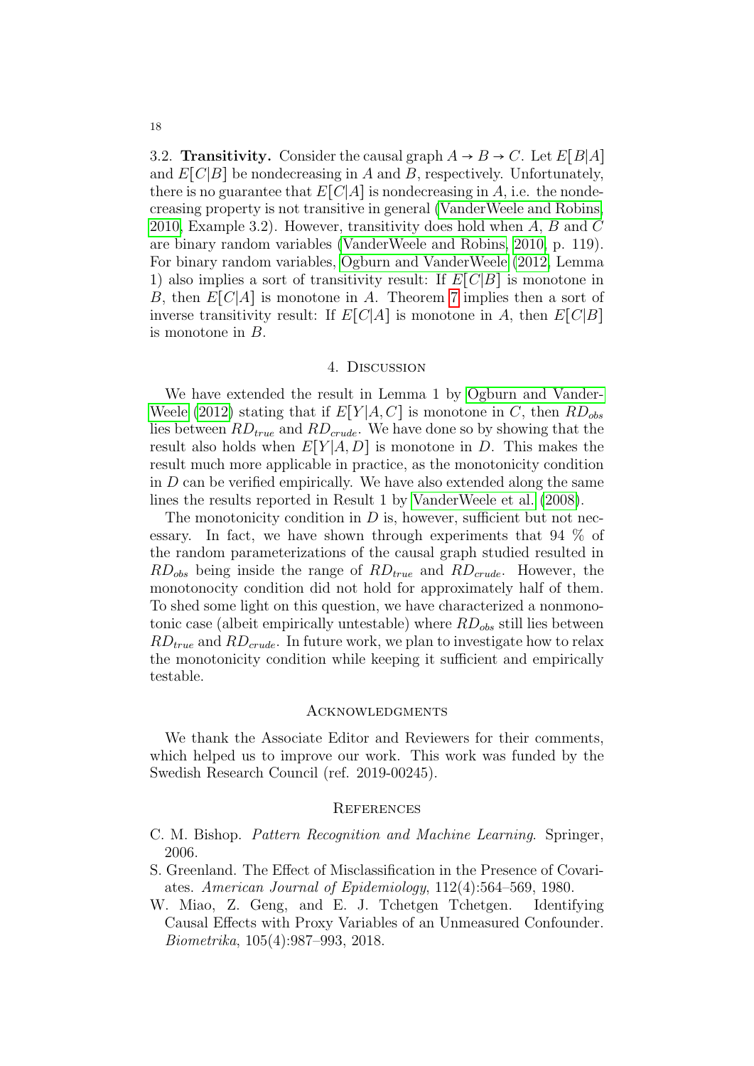3.2. **Transitivity.** Consider the causal graph $A \rightarrow B \rightarrow C$. Let $E[B|A]$ and $E[C|B]$ be nondecreasing in $A$ and $B$, respectively. Unfortunately, there is no guarantee that $E[C|A]$ is nondecreasing in $A$, i.e. the nondecreasing property is not transitive in general (VanderWeele and Robins, 2010, Example 3.2). However, transitivity does hold when $A$, $B$ and $C$ are binary random variables (VanderWeele and Robins, 2010, p. 119). For binary random variables, Ogburn and VanderWeele (2012, Lemma 1) also implies a sort of transitivity result: If $E[C|B]$ is monotone in $B$, then $E[C|A]$ is monotone in $A$. Theorem 7 implies then a sort of inverse transitivity result: If $E[C|A]$ is monotone in $A$, then $E[C|B]$ is monotone in $B$.

## 4. Discussion

We have extended the result in Lemma 1 by Ogburn and VanderWeele (2012) stating that if $E[Y|A, C]$ is monotone in $C$, then $RD_{obs}$ lies between $RD_{true}$ and $RD_{crude}$. We have done so by showing that the result also holds when $E[Y|A, D]$ is monotone in $D$. This makes the result much more applicable in practice, as the monotonicity condition in $D$ can be verified empirically. We have also extended along the same lines the results reported in Result 1 by VanderWeele et al. (2008).

The monotonicity condition in $D$ is, however, sufficient but not necessary. In fact, we have shown through experiments that 94 % of the random parameterizations of the causal graph studied resulted in $RD_{obs}$ being inside the range of $RD_{true}$ and $RD_{crude}$. However, the monotonocity condition did not hold for approximately half of them. To shed some light on this question, we have characterized a nonmonotonic case (albeit empirically untestable) where $RD_{obs}$ still lies between $RD_{true}$ and $RD_{crude}$. In future work, we plan to investigate how to relax the monotonicity condition while keeping it sufficient and empirically testable.

## Acknowledgments

We thank the Associate Editor and Reviewers for their comments, which helped us to improve our work. This work was funded by the Swedish Research Council (ref. 2019-00245).

## References

C. M. Bishop. *Pattern Recognition and Machine Learning*. Springer, 2006.

S. Greenland. The Effect of Misclassification in the Presence of Covariates. *American Journal of Epidemiology*, 112(4):564–569, 1980.

W. Miao, Z. Geng, and E. J. Tchetgen Tchetgen. Identifying Causal Effects with Proxy Variables of an Unmeasured Confounder. *Biometrika*, 105(4):987–993, 2018.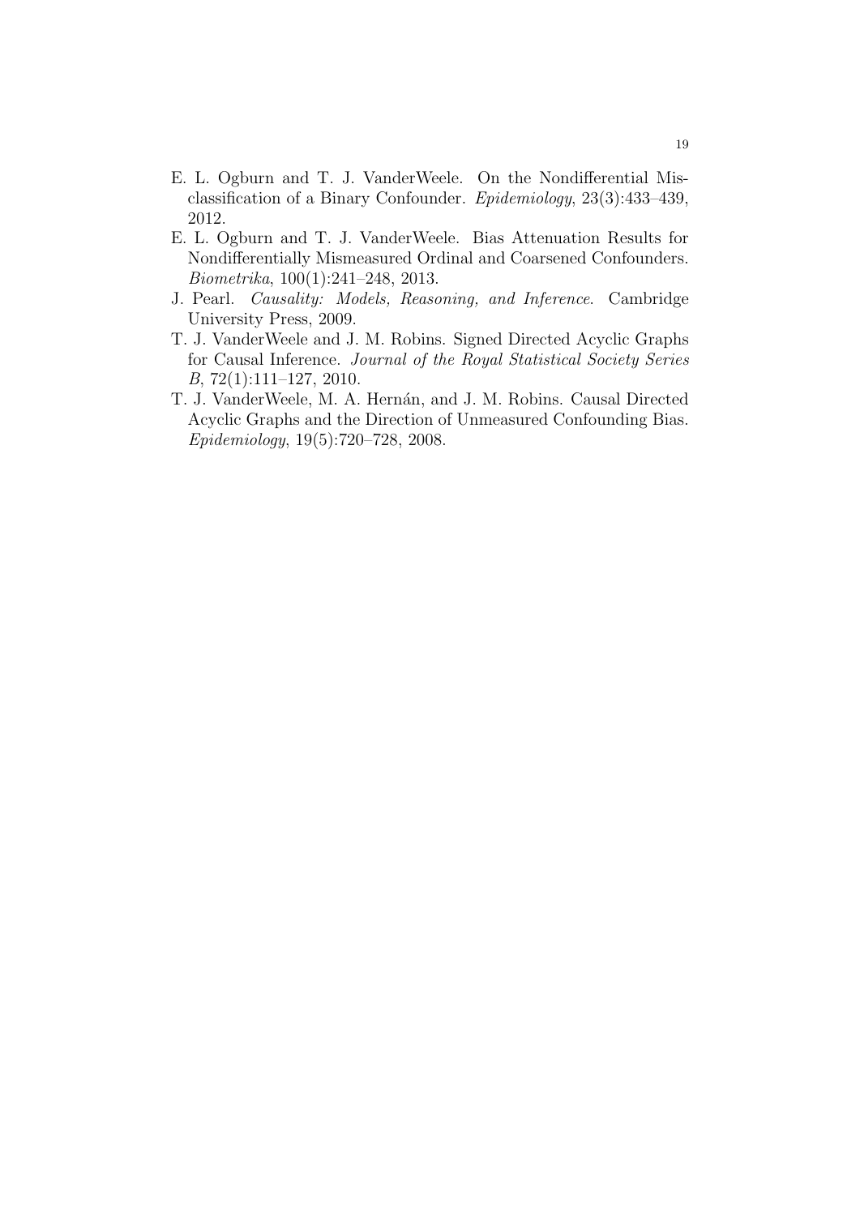E. L. Ogburn and T. J. VanderWeele. On the Nondifferential Misclassification of a Binary Confounder. *Epidemiology*, 23(3):433–439, 2012.

E. L. Ogburn and T. J. VanderWeele. Bias Attenuation Results for Nondifferentially Mismeasured Ordinal and Coarsened Confounders. *Biometrika*, 100(1):241–248, 2013.

J. Pearl. *Causality: Models, Reasoning, and Inference*. Cambridge University Press, 2009.

T. J. VanderWeele and J. M. Robins. Signed Directed Acyclic Graphs for Causal Inference. *Journal of the Royal Statistical Society Series B*, 72(1):111–127, 2010.

T. J. VanderWeele, M. A. Hernán, and J. M. Robins. Causal Directed Acyclic Graphs and the Direction of Unmeasured Confounding Bias. *Epidemiology*, 19(5):720–728, 2008.